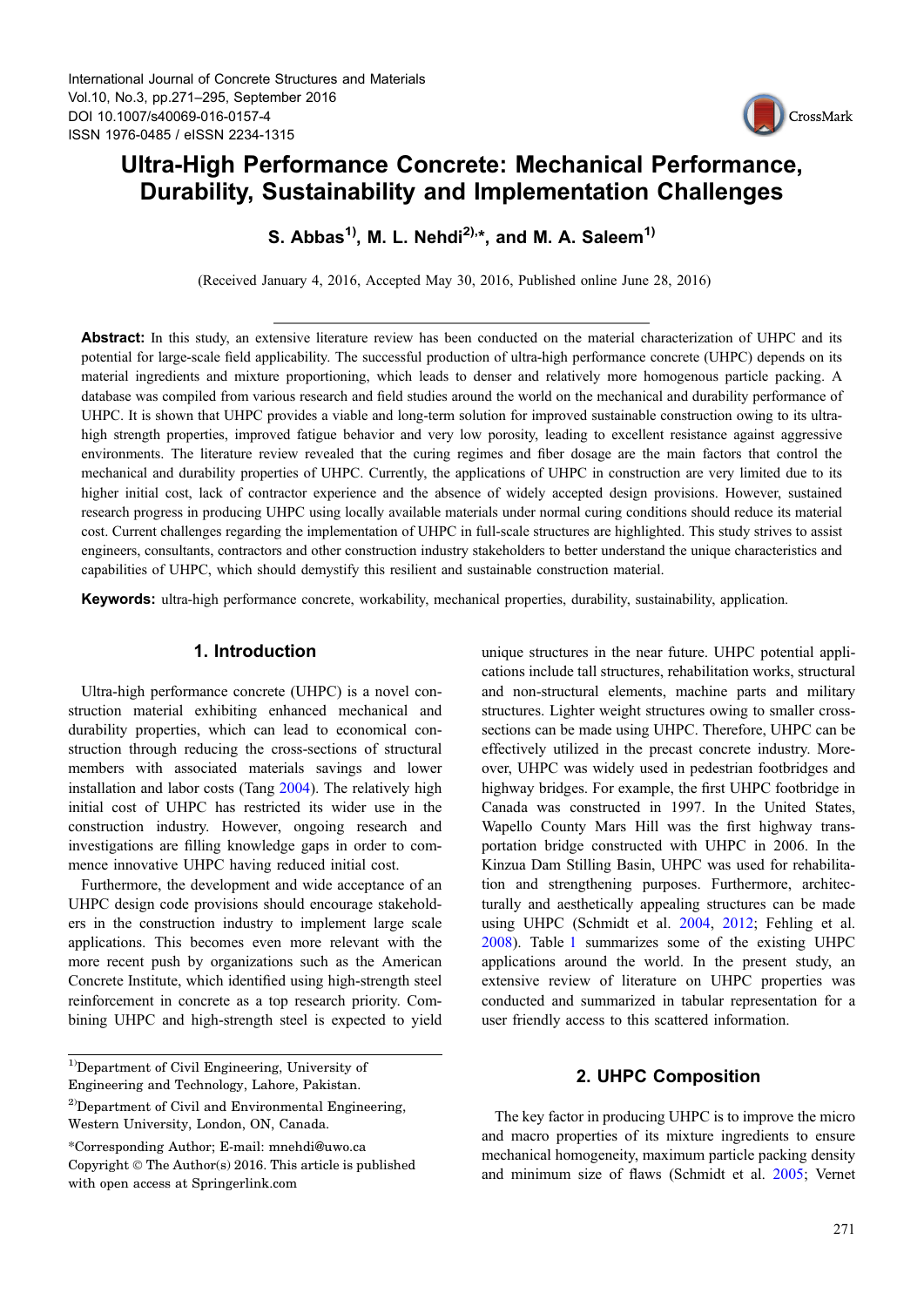# Ultra-High Performance Concrete: Mechanical Performance, Durability, Sustainability and Implementation Challenges

**S. Abbas[1], M. L. Nehdi[2],\*, and M. A. Saleem[1]**

(Received January 4, 2016, Accepted May 30, 2016, Published online June 28, 2016)

**Abstract:** In this study, an extensive literature review has been conducted on the material characterization of UHPC and its potential for large-scale field applicability. The successful production of ultra-high performance concrete (UHPC) depends on its material ingredients and mixture proportioning, which leads to denser and relatively more homogenous particle packing. A database was compiled from various research and field studies around the world on the mechanical and durability performance of UHPC. It is shown that UHPC provides a viable and long-term solution for improved sustainable construction owing to its ultra-high strength properties, improved fatigue behavior and very low porosity, leading to excellent resistance against aggressive environments. The literature review revealed that the curing regimes and fiber dosage are the main factors that control the mechanical and durability properties of UHPC. Currently, the applications of UHPC in construction are very limited due to its higher initial cost, lack of contractor experience and the absence of widely accepted design provisions. However, sustained research progress in producing UHPC using locally available materials under normal curing conditions should reduce its material cost. Current challenges regarding the implementation of UHPC in full-scale structures are highlighted. This study strives to assist engineers, consultants, contractors and other construction industry stakeholders to better understand the unique characteristics and capabilities of UHPC, which should demystify this resilient and sustainable construction material.

**Keywords:** ultra-high performance concrete, workability, mechanical properties, durability, sustainability, application.

## 1. Introduction

Ultra-high performance concrete (UHPC) is a novel construction material exhibiting enhanced mechanical and durability properties, which can lead to economical construction through reducing the cross-sections of structural members with associated materials savings and lower installation and labor costs (Tang 2004). The relatively high initial cost of UHPC has restricted its wider use in the construction industry. However, ongoing research and investigations are filling knowledge gaps in order to commence innovative UHPC having reduced initial cost.

Furthermore, the development and wide acceptance of an UHPC design code provisions should encourage stakeholders in the construction industry to implement large scale applications. This becomes even more relevant with the more recent push by organizations such as the American Concrete Institute, which identified using high-strength steel reinforcement in concrete as a top research priority. Combining UHPC and high-strength steel is expected to yield unique structures in the near future. UHPC potential applications include tall structures, rehabilitation works, structural and non-structural elements, machine parts and military structures. Lighter weight structures owing to smaller cross-sections can be made using UHPC. Therefore, UHPC can be effectively utilized in the precast concrete industry. Moreover, UHPC was widely used in pedestrian footbridges and highway bridges. For example, the first UHPC footbridge in Canada was constructed in 1997. In the United States, Wapello County Mars Hill was the first highway transportation bridge constructed with UHPC in 2006. In the Kinzua Dam Stilling Basin, UHPC was used for rehabilitation and strengthening purposes. Furthermore, architecturally and aesthetically appealing structures can be made using UHPC (Schmidt et al. 2004, 2012; Fehling et al. 2008). Table 1 summarizes some of the existing UHPC applications around the world. In the present study, an extensive review of literature on UHPC properties was conducted and summarized in tabular representation for a user friendly access to this scattered information.

## 2. UHPC Composition

The key factor in producing UHPC is to improve the micro and macro properties of its mixture ingredients to ensure mechanical homogeneity, maximum particle packing density and minimum size of flaws (Schmidt et al. 2005; Vernet

[1]Department of Civil Engineering, University of Engineering and Technology, Lahore, Pakistan.

[2]Department of Civil and Environmental Engineering, Western University, London, ON, Canada.

\*Corresponding Author; E-mail: mnehdi@uwo.ca

Copyright © The Author(s) 2016. This article is published with open access at Springerlink.com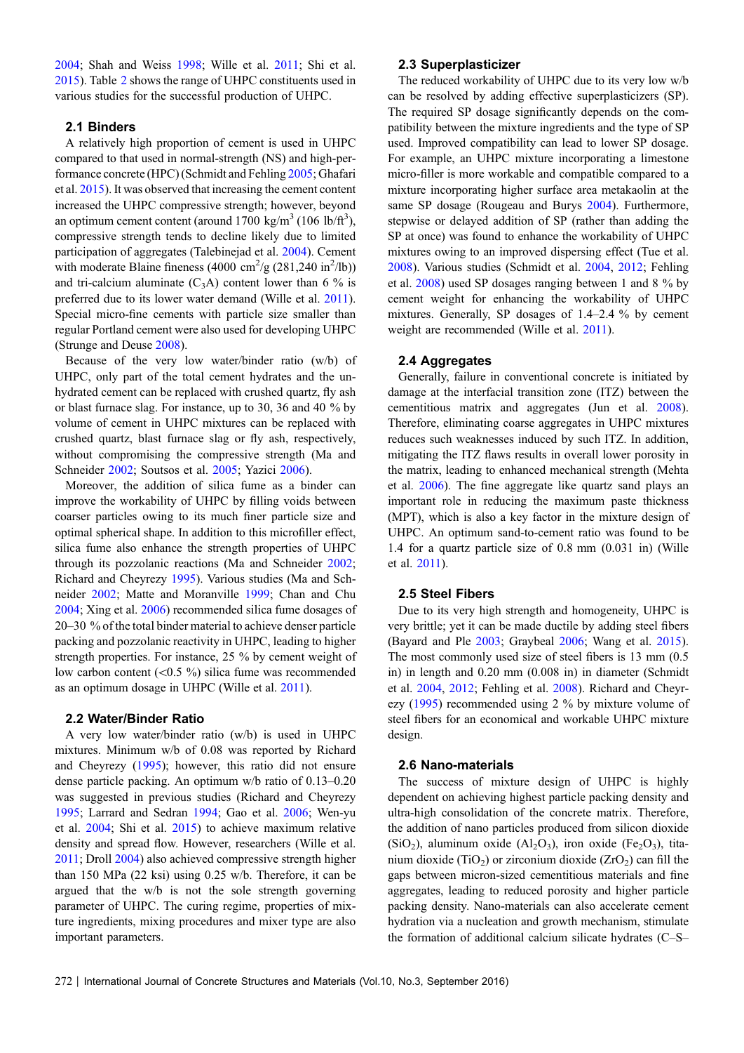2004; Shah and Weiss 1998; Wille et al. 2011; Shi et al. 2015). Table 2 shows the range of UHPC constituents used in various studies for the successful production of UHPC.

## 2.1 Binders

A relatively high proportion of cement is used in UHPC compared to that used in normal-strength (NS) and high-performance concrete (HPC) (Schmidt and Fehling 2005; Ghafari et al. 2015). It was observed that increasing the cement content increased the UHPC compressive strength; however, beyond an optimum cement content (around 1700 $kg/m^3$ (106 $lb/ft^3$), compressive strength tends to decline likely due to limited participation of aggregates (Talebinejad et al. 2004). Cement with moderate Blaine fineness (4000 $cm^2/g$ (281,240 $in^2/lb$)) and tri-calcium aluminate ($C_3A$) content lower than 6 % is preferred due to its lower water demand (Wille et al. 2011). Special micro-fine cements with particle size smaller than regular Portland cement were also used for developing UHPC (Strunge and Deuse 2008).

Because of the very low water/binder ratio (w/b) of UHPC, only part of the total cement hydrates and the unhydrated cement can be replaced with crushed quartz, fly ash or blast furnace slag. For instance, up to 30, 36 and 40 % by volume of cement in UHPC mixtures can be replaced with crushed quartz, blast furnace slag or fly ash, respectively, without compromising the compressive strength (Ma and Schneider 2002; Soutsos et al. 2005; Yazici 2006).

Moreover, the addition of silica fume as a binder can improve the workability of UHPC by filling voids between coarser particles owing to its much finer particle size and optimal spherical shape. In addition to this microfiller effect, silica fume also enhance the strength properties of UHPC through its pozzolanic reactions (Ma and Schneider 2002; Richard and Cheyrezy 1995). Various studies (Ma and Schneider 2002; Matte and Moranville 1999; Chan and Chu 2004; Xing et al. 2006) recommended silica fume dosages of 20–30 % of the total binder material to achieve denser particle packing and pozzolanic reactivity in UHPC, leading to higher strength properties. For instance, 25 % by cement weight of low carbon content (<0.5 %) silica fume was recommended as an optimum dosage in UHPC (Wille et al. 2011).

## 2.2 Water/Binder Ratio

A very low water/binder ratio (w/b) is used in UHPC mixtures. Minimum w/b of 0.08 was reported by Richard and Cheyrezy (1995); however, this ratio did not ensure dense particle packing. An optimum w/b ratio of 0.13–0.20 was suggested in previous studies (Richard and Cheyrezy 1995; Larrard and Sedran 1994; Gao et al. 2006; Wen-yu et al. 2004; Shi et al. 2015) to achieve maximum relative density and spread flow. However, researchers (Wille et al. 2011; Droll 2004) also achieved compressive strength higher than 150 MPa (22 ksi) using 0.25 w/b. Therefore, it can be argued that the w/b is not the sole strength governing parameter of UHPC. The curing regime, properties of mixture ingredients, mixing procedures and mixer type are also important parameters.

## 2.3 Superplasticizer

The reduced workability of UHPC due to its very low w/b can be resolved by adding effective superplasticizers (SP). The required SP dosage significantly depends on the compatibility between the mixture ingredients and the type of SP used. Improved compatibility can lead to lower SP dosage. For example, an UHPC mixture incorporating a limestone micro-filler is more workable and compatible compared to a mixture incorporating higher surface area metakaolin at the same SP dosage (Rougeau and Burys 2004). Furthermore, stepwise or delayed addition of SP (rather than adding the SP at once) was found to enhance the workability of UHPC mixtures owing to an improved dispersing effect (Tue et al. 2008). Various studies (Schmidt et al. 2004, 2012; Fehling et al. 2008) used SP dosages ranging between 1 and 8 % by cement weight for enhancing the workability of UHPC mixtures. Generally, SP dosages of 1.4–2.4 % by cement weight are recommended (Wille et al. 2011).

## 2.4 Aggregates

Generally, failure in conventional concrete is initiated by damage at the interfacial transition zone (ITZ) between the cementitious matrix and aggregates (Jun et al. 2008). Therefore, eliminating coarse aggregates in UHPC mixtures reduces such weaknesses induced by such ITZ. In addition, mitigating the ITZ flaws results in overall lower porosity in the matrix, leading to enhanced mechanical strength (Mehta et al. 2006). The fine aggregate like quartz sand plays an important role in reducing the maximum paste thickness (MPT), which is also a key factor in the mixture design of UHPC. An optimum sand-to-cement ratio was found to be 1.4 for a quartz particle size of 0.8 mm (0.031 in) (Wille et al. 2011).

## 2.5 Steel Fibers

Due to its very high strength and homogeneity, UHPC is very brittle; yet it can be made ductile by adding steel fibers (Bayard and Ple 2003; Graybeal 2006; Wang et al. 2015). The most commonly used size of steel fibers is 13 mm (0.5 in) in length and 0.20 mm (0.008 in) in diameter (Schmidt et al. 2004, 2012; Fehling et al. 2008). Richard and Cheyrezy (1995) recommended using 2 % by mixture volume of steel fibers for an economical and workable UHPC mixture design.

## 2.6 Nano-materials

The success of mixture design of UHPC is highly dependent on achieving highest particle packing density and ultra-high consolidation of the concrete matrix. Therefore, the addition of nano particles produced from silicon dioxide ($SiO_2$), aluminum oxide ($Al_2O_3$), iron oxide ($Fe_2O_3$), titanium dioxide ($TiO_2$) or zirconium dioxide ($ZrO_2$) can fill the gaps between micron-sized cementitious materials and fine aggregates, leading to reduced porosity and higher particle packing density. Nano-materials can also accelerate cement hydration via a nucleation and growth mechanism, stimulate the formation of additional calcium silicate hydrates (C–S–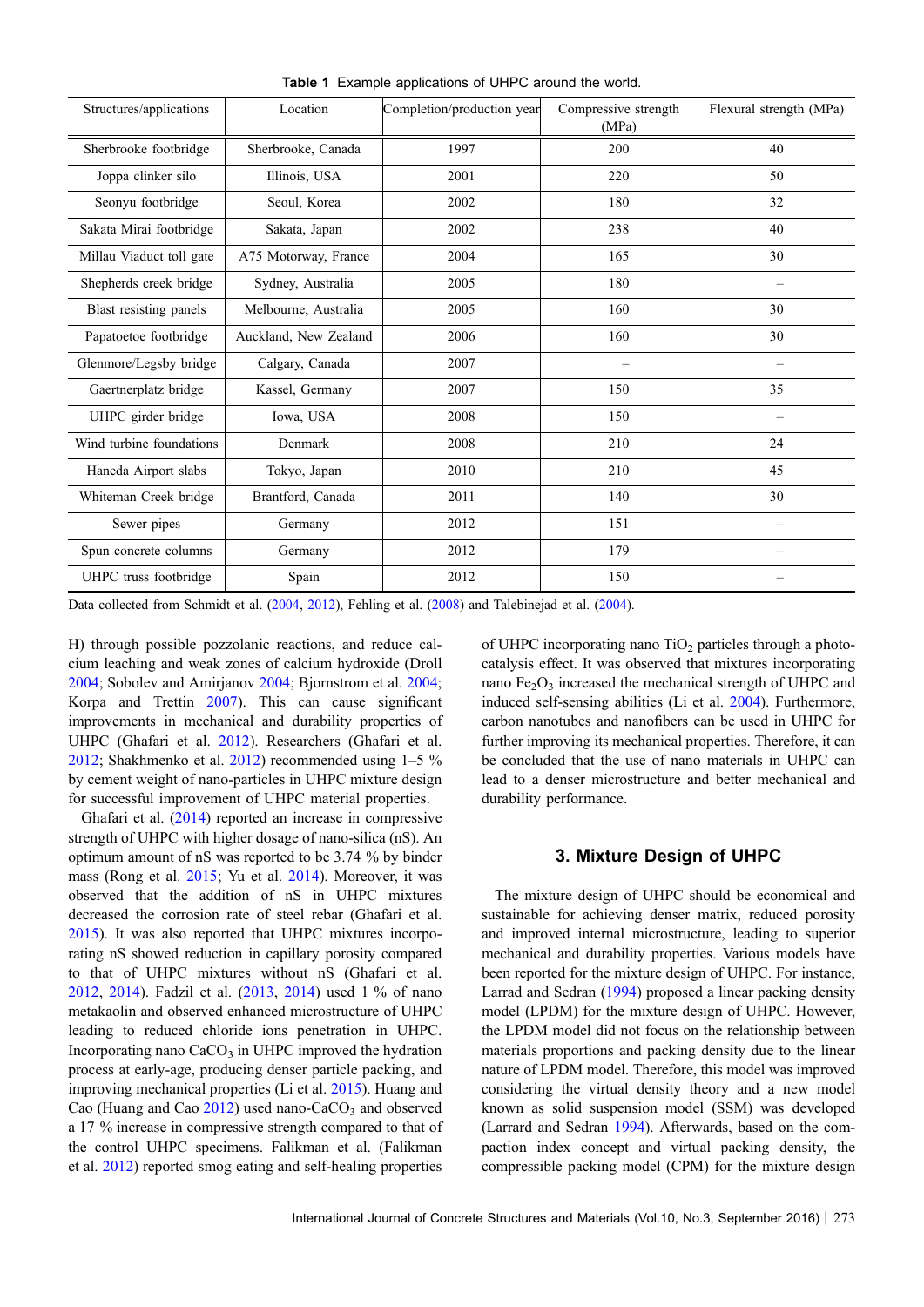**Table 1** Example applications of UHPC around the world.

| Structures/applications | Location | Completion/production year | Compressive strength (MPa) | Flexural strength (MPa) |
|---|---|---|---|---|
| Sherbrooke footbridge | Sherbrooke, Canada | 1997 | 200 | 40 |
| Joppa clinker silo | Illinois, USA | 2001 | 220 | 50 |
| Seonyu footbridge | Seoul, Korea | 2002 | 180 | 32 |
| Sakata Mirai footbridge | Sakata, Japan | 2002 | 238 | 40 |
| Millau Viaduct toll gate | A75 Motorway, France | 2004 | 165 | 30 |
| Shepherds creek bridge | Sydney, Australia | 2005 | 180 | – |
| Blast resisting panels | Melbourne, Australia | 2005 | 160 | 30 |
| Papatoetoe footbridge | Auckland, New Zealand | 2006 | 160 | 30 |
| Glenmore/Legsby bridge | Calgary, Canada | 2007 | – | – |
| Gaertnerplatz bridge | Kassel, Germany | 2007 | 150 | 35 |
| UHPC girder bridge | Iowa, USA | 2008 | 150 | – |
| Wind turbine foundations | Denmark | 2008 | 210 | 24 |
| Haneda Airport slabs | Tokyo, Japan | 2010 | 210 | 45 |
| Whiteman Creek bridge | Brantford, Canada | 2011 | 140 | 30 |
| Sewer pipes | Germany | 2012 | 151 | – |
| Spun concrete columns | Germany | 2012 | 179 | – |
| UHPC truss footbridge | Spain | 2012 | 150 | – |

Data collected from Schmidt et al. (2004, 2012), Fehling et al. (2008) and Talebinejad et al. (2004).

H) through possible pozzolanic reactions, and reduce calcium leaching and weak zones of calcium hydroxide (Droll 2004; Sobolev and Amirjanov 2004; Bjornstrom et al. 2004; Korpa and Trettin 2007). This can cause significant improvements in mechanical and durability properties of UHPC (Ghafari et al. 2012). Researchers (Ghafari et al. 2012; Shakhmenko et al. 2012) recommended using 1–5 % by cement weight of nano-particles in UHPC mixture design for successful improvement of UHPC material properties.

Ghafari et al. (2014) reported an increase in compressive strength of UHPC with higher dosage of nano-silica (nS). An optimum amount of nS was reported to be 3.74 % by binder mass (Rong et al. 2015; Yu et al. 2014). Moreover, it was observed that the addition of nS in UHPC mixtures decreased the corrosion rate of steel rebar (Ghafari et al. 2015). It was also reported that UHPC mixtures incorporating nS showed reduction in capillary porosity compared to that of UHPC mixtures without nS (Ghafari et al. 2012, 2014). Fadzil et al. (2013, 2014) used 1 % of nano metakaolin and observed enhanced microstructure of UHPC leading to reduced chloride ions penetration in UHPC. Incorporating nano $CaCO_3$ in UHPC improved the hydration process at early-age, producing denser particle packing, and improving mechanical properties (Li et al. 2015). Huang and Cao (Huang and Cao 2012) used nano-$CaCO_3$ and observed a 17 % increase in compressive strength compared to that of the control UHPC specimens. Falikman et al. (Falikman et al. 2012) reported smog eating and self-healing properties of UHPC incorporating nano $TiO_2$ particles through a photocatalysis effect. It was observed that mixtures incorporating nano $Fe_2O_3$ increased the mechanical strength of UHPC and induced self-sensing abilities (Li et al. 2004). Furthermore, carbon nanotubes and nanofibers can be used in UHPC for further improving its mechanical properties. Therefore, it can be concluded that the use of nano materials in UHPC can lead to a denser microstructure and better mechanical and durability performance.

## 3. Mixture Design of UHPC

The mixture design of UHPC should be economical and sustainable for achieving denser matrix, reduced porosity and improved internal microstructure, leading to superior mechanical and durability properties. Various models have been reported for the mixture design of UHPC. For instance, Larrad and Sedran (1994) proposed a linear packing density model (LPDM) for the mixture design of UHPC. However, the LPDM model did not focus on the relationship between materials proportions and packing density due to the linear nature of LPDM model. Therefore, this model was improved considering the virtual density theory and a new model known as solid suspension model (SSM) was developed (Larrard and Sedran 1994). Afterwards, based on the compaction index concept and virtual packing density, the compressible packing model (CPM) for the mixture design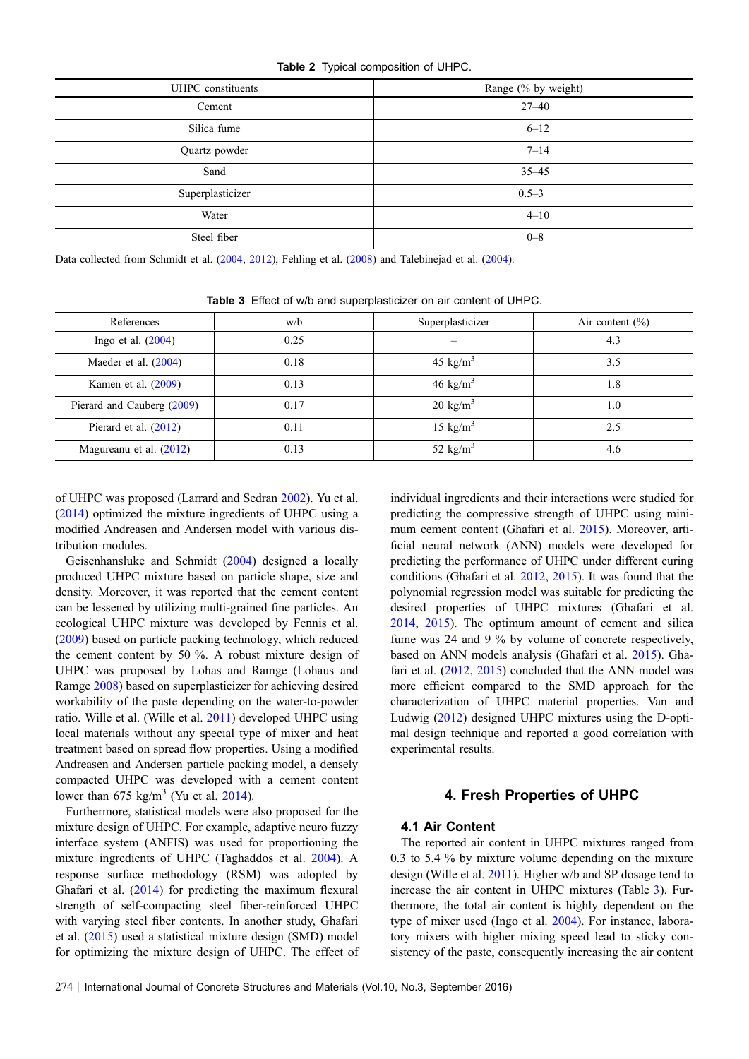**Table 2** Typical composition of UHPC.

| UHPC constituents | Range (% by weight) |
|---|---|
| Cement | 27–40 |
| Silica fume | 6–12 |
| Quartz powder | 7–14 |
| Sand | 35–45 |
| Superplasticizer | 0.5–3 |
| Water | 4–10 |
| Steel fiber | 0–8 |

Data collected from Schmidt et al. (2004, 2012), Fehling et al. (2008) and Talebinejad et al. (2004).

**Table 3** Effect of w/b and superplasticizer on air content of UHPC.

| References | w/b | Superplasticizer | Air content (%) |
|---|---|---|---|
| Ingo et al. (2004) | 0.25 | – | 4.3 |
| Maeder et al. (2004) | 0.18 | 45 kg/m$^3$ | 3.5 |
| Kamen et al. (2009) | 0.13 | 46 kg/m$^3$ | 1.8 |
| Pierard and Cauberg (2009) | 0.17 | 20 kg/m$^3$ | 1.0 |
| Pierard et al. (2012) | 0.11 | 15 kg/m$^3$ | 2.5 |
| Magureanu et al. (2012) | 0.13 | 52 kg/m$^3$ | 4.6 |

of UHPC was proposed (Larrard and Sedran 2002). Yu et al. (2014) optimized the mixture ingredients of UHPC using a modified Andreasen and Andersen model with various distribution modules.

Geisenhansluke and Schmidt (2004) designed a locally produced UHPC mixture based on particle shape, size and density. Moreover, it was reported that the cement content can be lessened by utilizing multi-grained fine particles. An ecological UHPC mixture was developed by Fennis et al. (2009) based on particle packing technology, which reduced the cement content by 50 %. A robust mixture design of UHPC was proposed by Lohas and Ramge (Lohaus and Ramge 2008) based on superplasticizer for achieving desired workability of the paste depending on the water-to-powder ratio. Wille et al. (Wille et al. 2011) developed UHPC using local materials without any special type of mixer and heat treatment based on spread flow properties. Using a modified Andreasen and Andersen particle packing model, a densely compacted UHPC was developed with a cement content lower than 675 kg/m$^3$ (Yu et al. 2014).

Furthermore, statistical models were also proposed for the mixture design of UHPC. For example, adaptive neuro fuzzy interface system (ANFIS) was used for proportioning the mixture ingredients of UHPC (Taghaddos et al. 2004). A response surface methodology (RSM) was adopted by Ghafari et al. (2014) for predicting the maximum flexural strength of self-compacting steel fiber-reinforced UHPC with varying steel fiber contents. In another study, Ghafari et al. (2015) used a statistical mixture design (SMD) model for optimizing the mixture design of UHPC. The effect of individual ingredients and their interactions were studied for predicting the compressive strength of UHPC using minimum cement content (Ghafari et al. 2015). Moreover, artificial neural network (ANN) models were developed for predicting the performance of UHPC under different curing conditions (Ghafari et al. 2012, 2015). It was found that the polynomial regression model was suitable for predicting the desired properties of UHPC mixtures (Ghafari et al. 2014, 2015). The optimum amount of cement and silica fume was 24 and 9 % by volume of concrete respectively, based on ANN models analysis (Ghafari et al. 2015). Ghafari et al. (2012, 2015) concluded that the ANN model was more efficient compared to the SMD approach for the characterization of UHPC material properties. Van and Ludwig (2012) designed UHPC mixtures using the D-optimal design technique and reported a good correlation with experimental results.

## 4. Fresh Properties of UHPC

### 4.1 Air Content

The reported air content in UHPC mixtures ranged from 0.3 to 5.4 % by mixture volume depending on the mixture design (Wille et al. 2011). Higher w/b and SP dosage tend to increase the air content in UHPC mixtures (Table 3). Furthermore, the total air content is highly dependent on the type of mixer used (Ingo et al. 2004). For instance, laboratory mixers with higher mixing speed lead to sticky consistency of the paste, consequently increasing the air content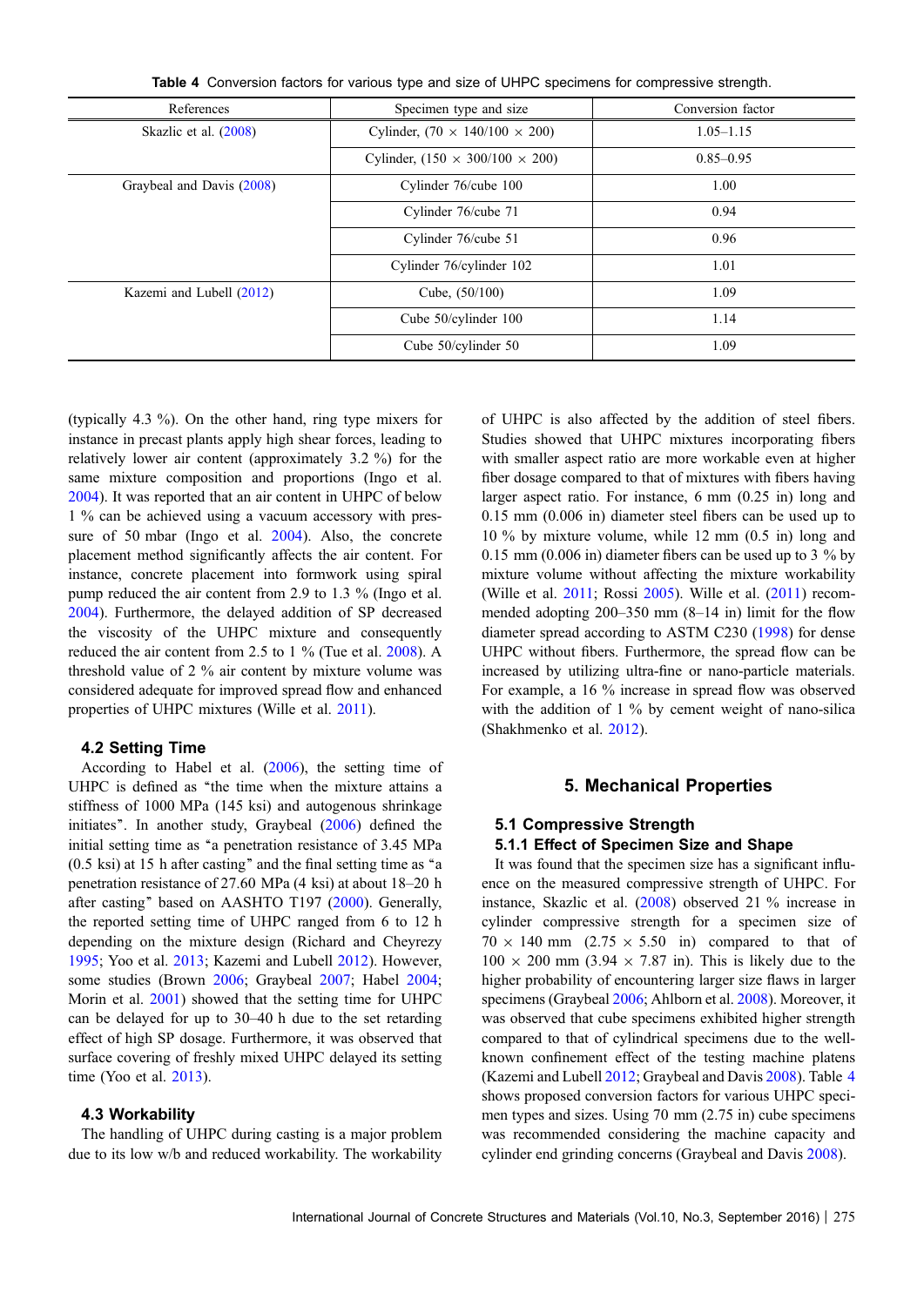Table 4 Conversion factors for various type and size of UHPC specimens for compressive strength.

| References | Specimen type and size | Conversion factor |
|---|---|---|
| Skazlic et al. (2008) | Cylinder, (70 × 140/100 × 200) | 1.05–1.15 |
| | Cylinder, (150 × 300/100 × 200) | 0.85–0.95 |
| Graybeal and Davis (2008) | Cylinder 76/cube 100 | 1.00 |
| | Cylinder 76/cube 71 | 0.94 |
| | Cylinder 76/cube 51 | 0.96 |
| | Cylinder 76/cylinder 102 | 1.01 |
| Kazemi and Lubell (2012) | Cube, (50/100) | 1.09 |
| | Cube 50/cylinder 100 | 1.14 |
| | Cube 50/cylinder 50 | 1.09 |

(typically 4.3 %). On the other hand, ring type mixers for instance in precast plants apply high shear forces, leading to relatively lower air content (approximately 3.2 %) for the same mixture composition and proportions (Ingo et al. 2004). It was reported that an air content in UHPC of below 1 % can be achieved using a vacuum accessory with pressure of 50 mbar (Ingo et al. 2004). Also, the concrete placement method significantly affects the air content. For instance, concrete placement into formwork using spiral pump reduced the air content from 2.9 to 1.3 % (Ingo et al. 2004). Furthermore, the delayed addition of SP decreased the viscosity of the UHPC mixture and consequently reduced the air content from 2.5 to 1 % (Tue et al. 2008). A threshold value of 2 % air content by mixture volume was considered adequate for improved spread flow and enhanced properties of UHPC mixtures (Wille et al. 2011).

### 4.2 Setting Time

According to Habel et al. (2006), the setting time of UHPC is defined as "the time when the mixture attains a stiffness of 1000 MPa (145 ksi) and autogenous shrinkage initiates". In another study, Graybeal (2006) defined the initial setting time as "a penetration resistance of 3.45 MPa (0.5 ksi) at 15 h after casting" and the final setting time as "a penetration resistance of 27.60 MPa (4 ksi) at about 18–20 h after casting" based on AASHTO T197 (2000). Generally, the reported setting time of UHPC ranged from 6 to 12 h depending on the mixture design (Richard and Cheyrezy 1995; Yoo et al. 2013; Kazemi and Lubell 2012). However, some studies (Brown 2006; Graybeal 2007; Habel 2004; Morin et al. 2001) showed that the setting time for UHPC can be delayed for up to 30–40 h due to the set retarding effect of high SP dosage. Furthermore, it was observed that surface covering of freshly mixed UHPC delayed its setting time (Yoo et al. 2013).

### 4.3 Workability

The handling of UHPC during casting is a major problem due to its low w/b and reduced workability. The workability of UHPC is also affected by the addition of steel fibers. Studies showed that UHPC mixtures incorporating fibers with smaller aspect ratio are more workable even at higher fiber dosage compared to that of mixtures with fibers having larger aspect ratio. For instance, 6 mm (0.25 in) long and 0.15 mm (0.006 in) diameter steel fibers can be used up to 10 % by mixture volume, while 12 mm (0.5 in) long and 0.15 mm (0.006 in) diameter fibers can be used up to 3 % by mixture volume without affecting the mixture workability (Wille et al. 2011; Rossi 2005). Wille et al. (2011) recommended adopting 200–350 mm (8–14 in) limit for the flow diameter spread according to ASTM C230 (1998) for dense UHPC without fibers. Furthermore, the spread flow can be increased by utilizing ultra-fine or nano-particle materials. For example, a 16 % increase in spread flow was observed with the addition of 1 % by cement weight of nano-silica (Shakhmenko et al. 2012).

## 5. Mechanical Properties

### 5.1 Compressive Strength

#### 5.1.1 Effect of Specimen Size and Shape

It was found that the specimen size has a significant influence on the measured compressive strength of UHPC. For instance, Skazlic et al. (2008) observed 21 % increase in cylinder compressive strength for a specimen size of 70 × 140 mm (2.75 × 5.50 in) compared to that of 100 × 200 mm (3.94 × 7.87 in). This is likely due to the higher probability of encountering larger size flaws in larger specimens (Graybeal 2006; Ahlborn et al. 2008). Moreover, it was observed that cube specimens exhibited higher strength compared to that of cylindrical specimens due to the well-known confinement effect of the testing machine platens (Kazemi and Lubell 2012; Graybeal and Davis 2008). Table 4 shows proposed conversion factors for various UHPC specimen types and sizes. Using 70 mm (2.75 in) cube specimens was recommended considering the machine capacity and cylinder end grinding concerns (Graybeal and Davis 2008).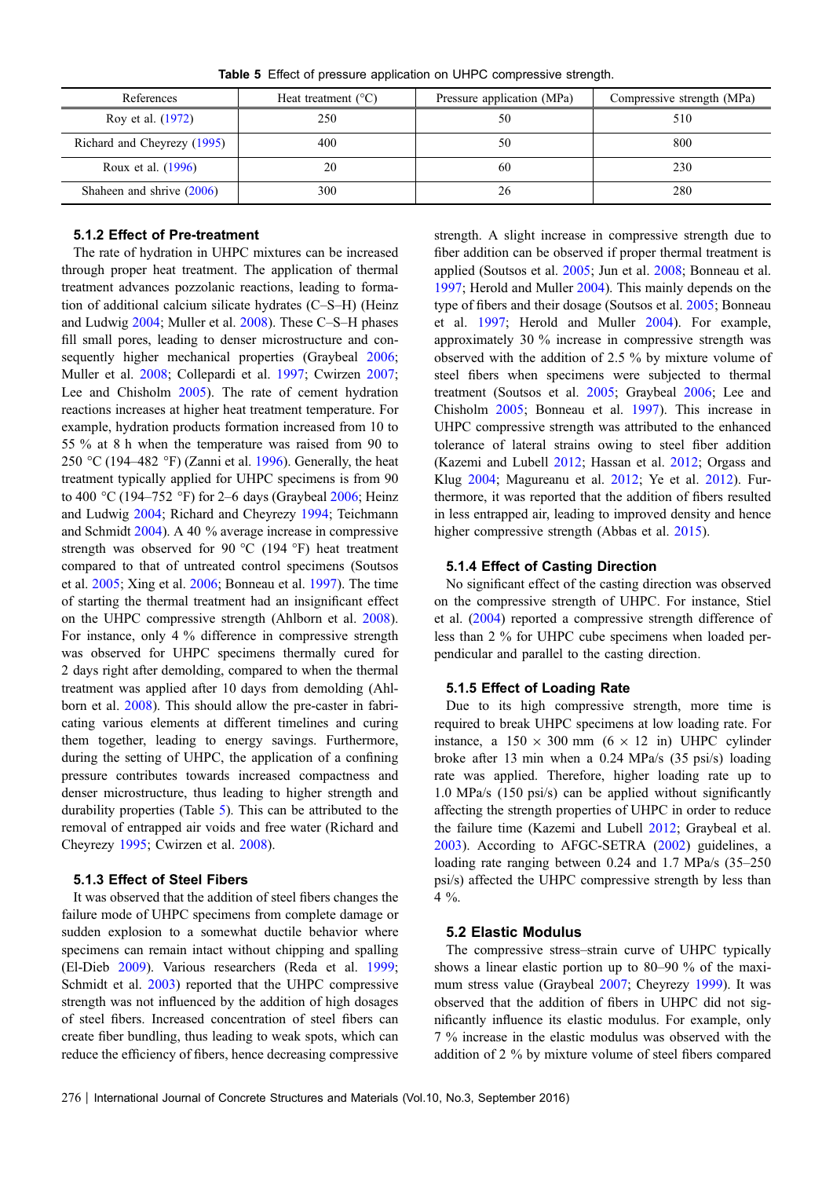**Table 5** Effect of pressure application on UHPC compressive strength.

| References | Heat treatment (°C) | Pressure application (MPa) | Compressive strength (MPa) |
| --- | --- | --- | --- |
| Roy et al. (1972) | 250 | 50 | 510 |
| Richard and Cheyrezy (1995) | 400 | 50 | 800 |
| Roux et al. (1996) | 20 | 60 | 230 |
| Shaheen and shrive (2006) | 300 | 26 | 280 |

### 5.1.2 Effect of Pre-treatment

The rate of hydration in UHPC mixtures can be increased through proper heat treatment. The application of thermal treatment advances pozzolanic reactions, leading to formation of additional calcium silicate hydrates (C–S–H) (Heinz and Ludwig 2004; Muller et al. 2008). These C–S–H phases fill small pores, leading to denser microstructure and consequently higher mechanical properties (Graybeal 2006; Muller et al. 2008; Collepardi et al. 1997; Cwirzen 2007; Lee and Chisholm 2005). The rate of cement hydration reactions increases at higher heat treatment temperature. For example, hydration products formation increased from 10 to 55 % at 8 h when the temperature was raised from 90 to 250 °C (194–482 °F) (Zanni et al. 1996). Generally, the heat treatment typically applied for UHPC specimens is from 90 to 400 °C (194–752 °F) for 2–6 days (Graybeal 2006; Heinz and Ludwig 2004; Richard and Cheyrezy 1994; Teichmann and Schmidt 2004). A 40 % average increase in compressive strength was observed for 90 °C (194 °F) heat treatment compared to that of untreated control specimens (Soutsos et al. 2005; Xing et al. 2006; Bonneau et al. 1997). The time of starting the thermal treatment had an insignificant effect on the UHPC compressive strength (Ahlborn et al. 2008). For instance, only 4 % difference in compressive strength was observed for UHPC specimens thermally cured for 2 days right after demolding, compared to when the thermal treatment was applied after 10 days from demolding (Ahlborn et al. 2008). This should allow the pre-caster in fabricating various elements at different timelines and curing them together, leading to energy savings. Furthermore, during the setting of UHPC, the application of a confining pressure contributes towards increased compactness and denser microstructure, thus leading to higher strength and durability properties (Table 5). This can be attributed to the removal of entrapped air voids and free water (Richard and Cheyrezy 1995; Cwirzen et al. 2008).

### 5.1.3 Effect of Steel Fibers

It was observed that the addition of steel fibers changes the failure mode of UHPC specimens from complete damage or sudden explosion to a somewhat ductile behavior where specimens can remain intact without chipping and spalling (El-Dieb 2009). Various researchers (Reda et al. 1999; Schmidt et al. 2003) reported that the UHPC compressive strength was not influenced by the addition of high dosages of steel fibers. Increased concentration of steel fibers can create fiber bundling, thus leading to weak spots, which can reduce the efficiency of fibers, hence decreasing compressive strength. A slight increase in compressive strength due to fiber addition can be observed if proper thermal treatment is applied (Soutsos et al. 2005; Jun et al. 2008; Bonneau et al. 1997; Herold and Muller 2004). This mainly depends on the type of fibers and their dosage (Soutsos et al. 2005; Bonneau et al. 1997; Herold and Muller 2004). For example, approximately 30 % increase in compressive strength was observed with the addition of 2.5 % by mixture volume of steel fibers when specimens were subjected to thermal treatment (Soutsos et al. 2005; Graybeal 2006; Lee and Chisholm 2005; Bonneau et al. 1997). This increase in UHPC compressive strength was attributed to the enhanced tolerance of lateral strains owing to steel fiber addition (Kazemi and Lubell 2012; Hassan et al. 2012; Orgass and Klug 2004; Magureanu et al. 2012; Ye et al. 2012). Furthermore, it was reported that the addition of fibers resulted in less entrapped air, leading to improved density and hence higher compressive strength (Abbas et al. 2015).

### 5.1.4 Effect of Casting Direction

No significant effect of the casting direction was observed on the compressive strength of UHPC. For instance, Stiel et al. (2004) reported a compressive strength difference of less than 2 % for UHPC cube specimens when loaded perpendicular and parallel to the casting direction.

### 5.1.5 Effect of Loading Rate

Due to its high compressive strength, more time is required to break UHPC specimens at low loading rate. For instance, a 150 × 300 mm (6 × 12 in) UHPC cylinder broke after 13 min when a 0.24 MPa/s (35 psi/s) loading rate was applied. Therefore, higher loading rate up to 1.0 MPa/s (150 psi/s) can be applied without significantly affecting the strength properties of UHPC in order to reduce the failure time (Kazemi and Lubell 2012; Graybeal et al. 2003). According to AFGC-SETRA (2002) guidelines, a loading rate ranging between 0.24 and 1.7 MPa/s (35–250 psi/s) affected the UHPC compressive strength by less than 4 %.

## 5.2 Elastic Modulus

The compressive stress–strain curve of UHPC typically shows a linear elastic portion up to 80–90 % of the maximum stress value (Graybeal 2007; Cheyrezy 1999). It was observed that the addition of fibers in UHPC did not significantly influence its elastic modulus. For example, only 7 % increase in the elastic modulus was observed with the addition of 2 % by mixture volume of steel fibers compared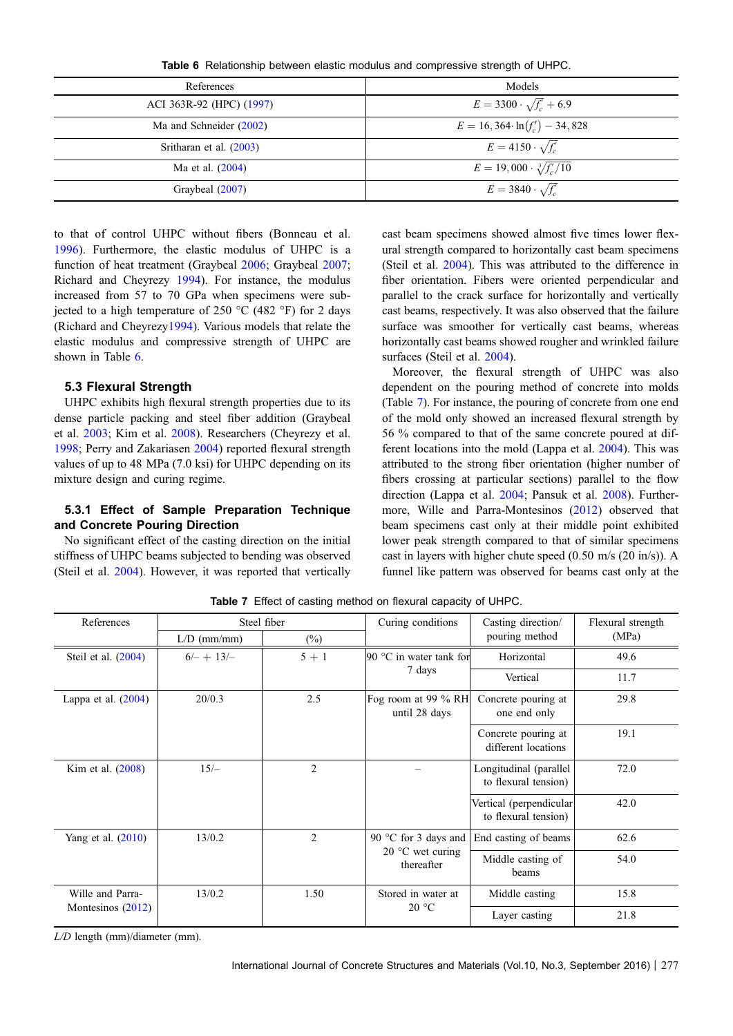Table 6 Relationship between elastic modulus and compressive strength of UHPC.

| References | Models |
|---|---|
| ACI 363R-92 (HPC) (1997) | $E = 3300 \cdot \sqrt{f_c'} + 6.9$ |
| Ma and Schneider (2002) | $E = 16,364 \cdot \ln(f_c') - 34,828$ |
| Sritharan et al. (2003) | $E = 4150 \cdot \sqrt{f_c'}$ |
| Ma et al. (2004) | $E = 19,000 \cdot \sqrt[3]{f_c'/10}$ |
| Graybeal (2007) | $E = 3840 \cdot \sqrt{f_c'}$ |

to that of control UHPC without fibers (Bonneau et al. 1996). Furthermore, the elastic modulus of UHPC is a function of heat treatment (Graybeal 2006; Graybeal 2007; Richard and Cheyrezy 1994). For instance, the modulus increased from 57 to 70 GPa when specimens were subjected to a high temperature of 250 °C (482 °F) for 2 days (Richard and Cheyrezy1994). Various models that relate the elastic modulus and compressive strength of UHPC are shown in Table 6.

### 5.3 Flexural Strength

UHPC exhibits high flexural strength properties due to its dense particle packing and steel fiber addition (Graybeal et al. 2003; Kim et al. 2008). Researchers (Cheyrezy et al. 1998; Perry and Zakariasen 2004) reported flexural strength values of up to 48 MPa (7.0 ksi) for UHPC depending on its mixture design and curing regime.

#### 5.3.1 Effect of Sample Preparation Technique and Concrete Pouring Direction

No significant effect of the casting direction on the initial stiffness of UHPC beams subjected to bending was observed (Steil et al. 2004). However, it was reported that vertically cast beam specimens showed almost five times lower flexural strength compared to horizontally cast beam specimens (Steil et al. 2004). This was attributed to the difference in fiber orientation. Fibers were oriented perpendicular and parallel to the crack surface for horizontally and vertically cast beams, respectively. It was also observed that the failure surface was smoother for vertically cast beams, whereas horizontally cast beams showed rougher and wrinkled failure surfaces (Steil et al. 2004).

Moreover, the flexural strength of UHPC was also dependent on the pouring method of concrete into molds (Table 7). For instance, the pouring of concrete from one end of the mold only showed an increased flexural strength by 56 % compared to that of the same concrete poured at different locations into the mold (Lappa et al. 2004). This was attributed to the strong fiber orientation (higher number of fibers crossing at particular sections) parallel to the flow direction (Lappa et al. 2004; Pansuk et al. 2008). Furthermore, Wille and Parra-Montesinos (2012) observed that beam specimens cast only at their middle point exhibited lower peak strength compared to that of similar specimens cast in layers with higher chute speed (0.50 m/s (20 in/s)). A funnel like pattern was observed for beams cast only at the

Table 7 Effect of casting method on flexural capacity of UHPC.

| References | Steel fiber | | Curing conditions | Casting direction/ pouring method | Flexural strength (MPa) |
|---|---|---|---|---|---|
| | L/D (mm/mm) | (%) | | | |
| Steil et al. (2004) | 6/– + 13/– | 5 + 1 | 90 °C in water tank for 7 days | Horizontal | 49.6 |
| | | | | Vertical | 11.7 |
| Lappa et al. (2004) | 20/0.3 | 2.5 | Fog room at 99 % RH until 28 days | Concrete pouring at one end only | 29.8 |
| | | | | Concrete pouring at different locations | 19.1 |
| Kim et al. (2008) | 15/– | 2 | – | Longitudinal (parallel to flexural tension) | 72.0 |
| | | | | Vertical (perpendicular to flexural tension) | 42.0 |
| Yang et al. (2010) | 13/0.2 | 2 | 90 °C for 3 days and 20 °C wet curing thereafter | End casting of beams | 62.6 |
| | | | | Middle casting of beams | 54.0 |
| Wille and Parra-Montesinos (2012) | 13/0.2 | 1.50 | Stored in water at 20 °C | Middle casting | 15.8 |
| | | | | Layer casting | 21.8 |

*L/D* length (mm)/diameter (mm).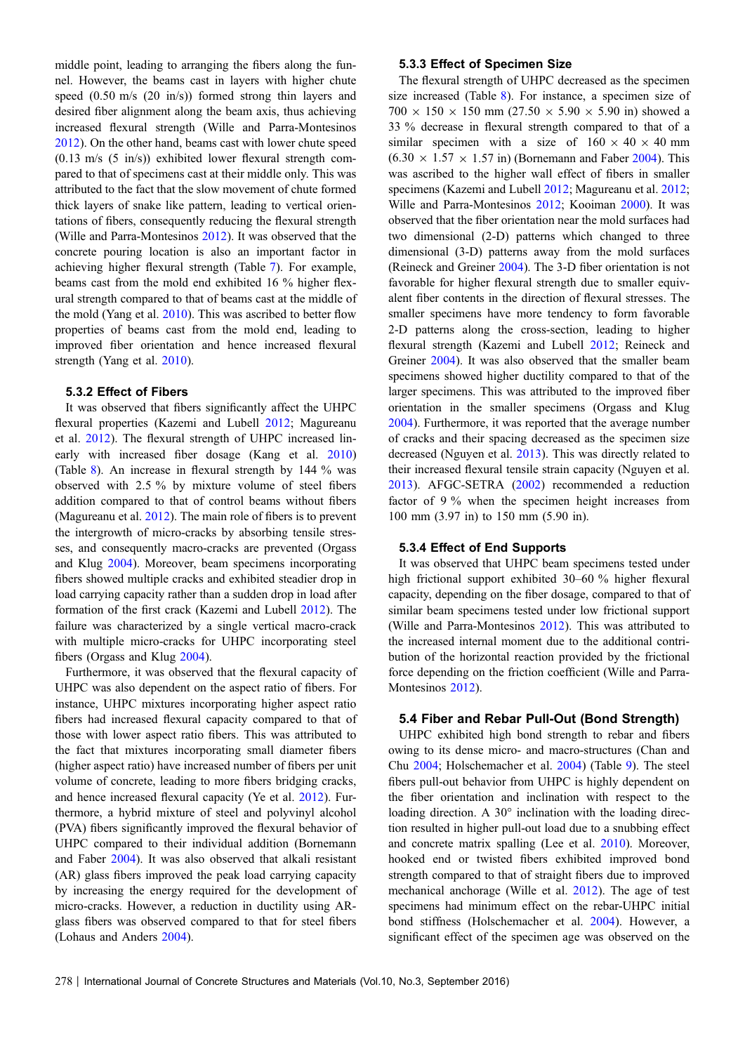middle point, leading to arranging the fibers along the funnel. However, the beams cast in layers with higher chute speed (0.50 m/s (20 in/s)) formed strong thin layers and desired fiber alignment along the beam axis, thus achieving increased flexural strength (Wille and Parra-Montesinos 2012). On the other hand, beams cast with lower chute speed (0.13 m/s (5 in/s)) exhibited lower flexural strength compared to that of specimens cast at their middle only. This was attributed to the fact that the slow movement of chute formed thick layers of snake like pattern, leading to vertical orientations of fibers, consequently reducing the flexural strength (Wille and Parra-Montesinos 2012). It was observed that the concrete pouring location is also an important factor in achieving higher flexural strength (Table 7). For example, beams cast from the mold end exhibited 16 % higher flexural strength compared to that of beams cast at the middle of the mold (Yang et al. 2010). This was ascribed to better flow properties of beams cast from the mold end, leading to improved fiber orientation and hence increased flexural strength (Yang et al. 2010).

### 5.3.2 Effect of Fibers

It was observed that fibers significantly affect the UHPC flexural properties (Kazemi and Lubell 2012; Magureanu et al. 2012). The flexural strength of UHPC increased linearly with increased fiber dosage (Kang et al. 2010) (Table 8). An increase in flexural strength by 144 % was observed with 2.5 % by mixture volume of steel fibers addition compared to that of control beams without fibers (Magureanu et al. 2012). The main role of fibers is to prevent the intergrowth of micro-cracks by absorbing tensile stresses, and consequently macro-cracks are prevented (Orgass and Klug 2004). Moreover, beam specimens incorporating fibers showed multiple cracks and exhibited steadier drop in load carrying capacity rather than a sudden drop in load after formation of the first crack (Kazemi and Lubell 2012). The failure was characterized by a single vertical macro-crack with multiple micro-cracks for UHPC incorporating steel fibers (Orgass and Klug 2004).

Furthermore, it was observed that the flexural capacity of UHPC was also dependent on the aspect ratio of fibers. For instance, UHPC mixtures incorporating higher aspect ratio fibers had increased flexural capacity compared to that of those with lower aspect ratio fibers. This was attributed to the fact that mixtures incorporating small diameter fibers (higher aspect ratio) have increased number of fibers per unit volume of concrete, leading to more fibers bridging cracks, and hence increased flexural capacity (Ye et al. 2012). Furthermore, a hybrid mixture of steel and polyvinyl alcohol (PVA) fibers significantly improved the flexural behavior of UHPC compared to their individual addition (Bornemann and Faber 2004). It was also observed that alkali resistant (AR) glass fibers improved the peak load carrying capacity by increasing the energy required for the development of micro-cracks. However, a reduction in ductility using AR-glass fibers was observed compared to that for steel fibers (Lohaus and Anders 2004).

### 5.3.3 Effect of Specimen Size

The flexural strength of UHPC decreased as the specimen size increased (Table 8). For instance, a specimen size of 700 × 150 × 150 mm (27.50 × 5.90 × 5.90 in) showed a 33 % decrease in flexural strength compared to that of a similar specimen with a size of 160 × 40 × 40 mm (6.30 × 1.57 × 1.57 in) (Bornemann and Faber 2004). This was ascribed to the higher wall effect of fibers in smaller specimens (Kazemi and Lubell 2012; Magureanu et al. 2012; Wille and Parra-Montesinos 2012; Kooiman 2000). It was observed that the fiber orientation near the mold surfaces had two dimensional (2-D) patterns which changed to three dimensional (3-D) patterns away from the mold surfaces (Reineck and Greiner 2004). The 3-D fiber orientation is not favorable for higher flexural strength due to smaller equivalent fiber contents in the direction of flexural stresses. The smaller specimens have more tendency to form favorable 2-D patterns along the cross-section, leading to higher flexural strength (Kazemi and Lubell 2012; Reineck and Greiner 2004). It was also observed that the smaller beam specimens showed higher ductility compared to that of the larger specimens. This was attributed to the improved fiber orientation in the smaller specimens (Orgass and Klug 2004). Furthermore, it was reported that the average number of cracks and their spacing decreased as the specimen size decreased (Nguyen et al. 2013). This was directly related to their increased flexural tensile strain capacity (Nguyen et al. 2013). AFGC-SETRA (2002) recommended a reduction factor of 9 % when the specimen height increases from 100 mm (3.97 in) to 150 mm (5.90 in).

### 5.3.4 Effect of End Supports

It was observed that UHPC beam specimens tested under high frictional support exhibited 30–60 % higher flexural capacity, depending on the fiber dosage, compared to that of similar beam specimens tested under low frictional support (Wille and Parra-Montesinos 2012). This was attributed to the increased internal moment due to the additional contribution of the horizontal reaction provided by the frictional force depending on the friction coefficient (Wille and Parra-Montesinos 2012).

## 5.4 Fiber and Rebar Pull-Out (Bond Strength)

UHPC exhibited high bond strength to rebar and fibers owing to its dense micro- and macro-structures (Chan and Chu 2004; Holschemacher et al. 2004) (Table 9). The steel fibers pull-out behavior from UHPC is highly dependent on the fiber orientation and inclination with respect to the loading direction. A 30° inclination with the loading direction resulted in higher pull-out load due to a snubbing effect and concrete matrix spalling (Lee et al. 2010). Moreover, hooked end or twisted fibers exhibited improved bond strength compared to that of straight fibers due to improved mechanical anchorage (Wille et al. 2012). The age of test specimens had minimum effect on the rebar-UHPC initial bond stiffness (Holschemacher et al. 2004). However, a significant effect of the specimen age was observed on the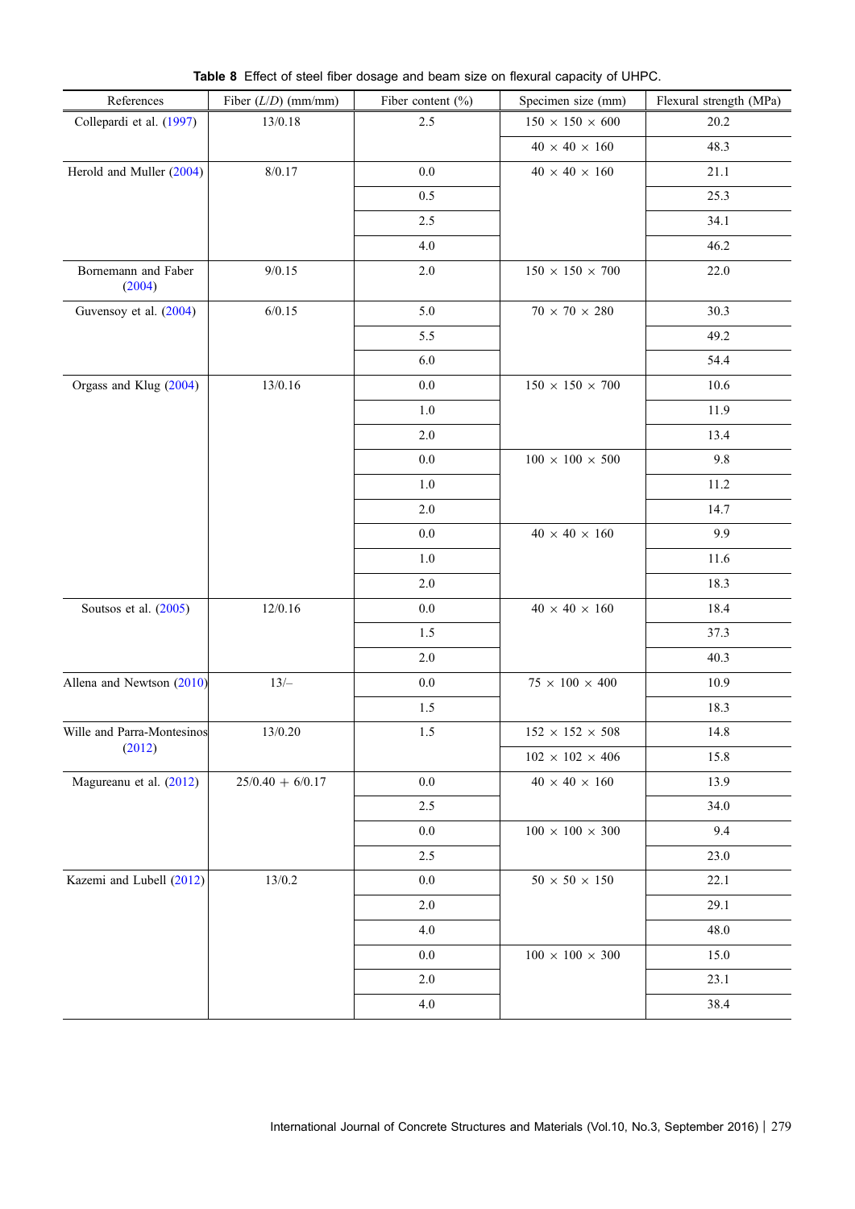**Table 8** Effect of steel fiber dosage and beam size on flexural capacity of UHPC.

| References | Fiber (*L*/*D*) (mm/mm) | Fiber content (%) | Specimen size (mm) | Flexural strength (MPa) |
|---|---|---|---|---|
| Collepardi et al. (1997) | 13/0.18 | 2.5 | 150 × 150 × 600 | 20.2 |
| | | | 40 × 40 × 160 | 48.3 |
| Herold and Muller (2004) | 8/0.17 | 0.0 | 40 × 40 × 160 | 21.1 |
| | | 0.5 | | 25.3 |
| | | 2.5 | | 34.1 |
| | | 4.0 | | 46.2 |
| Bornemann and Faber (2004) | 9/0.15 | 2.0 | 150 × 150 × 700 | 22.0 |
| Guvensoy et al. (2004) | 6/0.15 | 5.0 | 70 × 70 × 280 | 30.3 |
| | | 5.5 | | 49.2 |
| | | 6.0 | | 54.4 |
| Orgass and Klug (2004) | 13/0.16 | 0.0 | 150 × 150 × 700 | 10.6 |
| | | 1.0 | | 11.9 |
| | | 2.0 | | 13.4 |
| | | 0.0 | 100 × 100 × 500 | 9.8 |
| | | 1.0 | | 11.2 |
| | | 2.0 | | 14.7 |
| | | 0.0 | 40 × 40 × 160 | 9.9 |
| | | 1.0 | | 11.6 |
| | | 2.0 | | 18.3 |
| Soutsos et al. (2005) | 12/0.16 | 0.0 | 40 × 40 × 160 | 18.4 |
| | | 1.5 | | 37.3 |
| | | 2.0 | | 40.3 |
| Allena and Newtson (2010) | 13/– | 0.0 | 75 × 100 × 400 | 10.9 |
| | | 1.5 | | 18.3 |
| Wille and Parra-Montesinos (2012) | 13/0.20 | 1.5 | 152 × 152 × 508 | 14.8 |
| | | | 102 × 102 × 406 | 15.8 |
| Magureanu et al. (2012) | 25/0.40 + 6/0.17 | 0.0 | 40 × 40 × 160 | 13.9 |
| | | 2.5 | | 34.0 |
| | | 0.0 | 100 × 100 × 300 | 9.4 |
| | | 2.5 | | 23.0 |
| Kazemi and Lubell (2012) | 13/0.2 | 0.0 | 50 × 50 × 150 | 22.1 |
| | | 2.0 | | 29.1 |
| | | 4.0 | | 48.0 |
| | | 0.0 | 100 × 100 × 300 | 15.0 |
| | | 2.0 | | 23.1 |
| | | 4.0 | | 38.4 |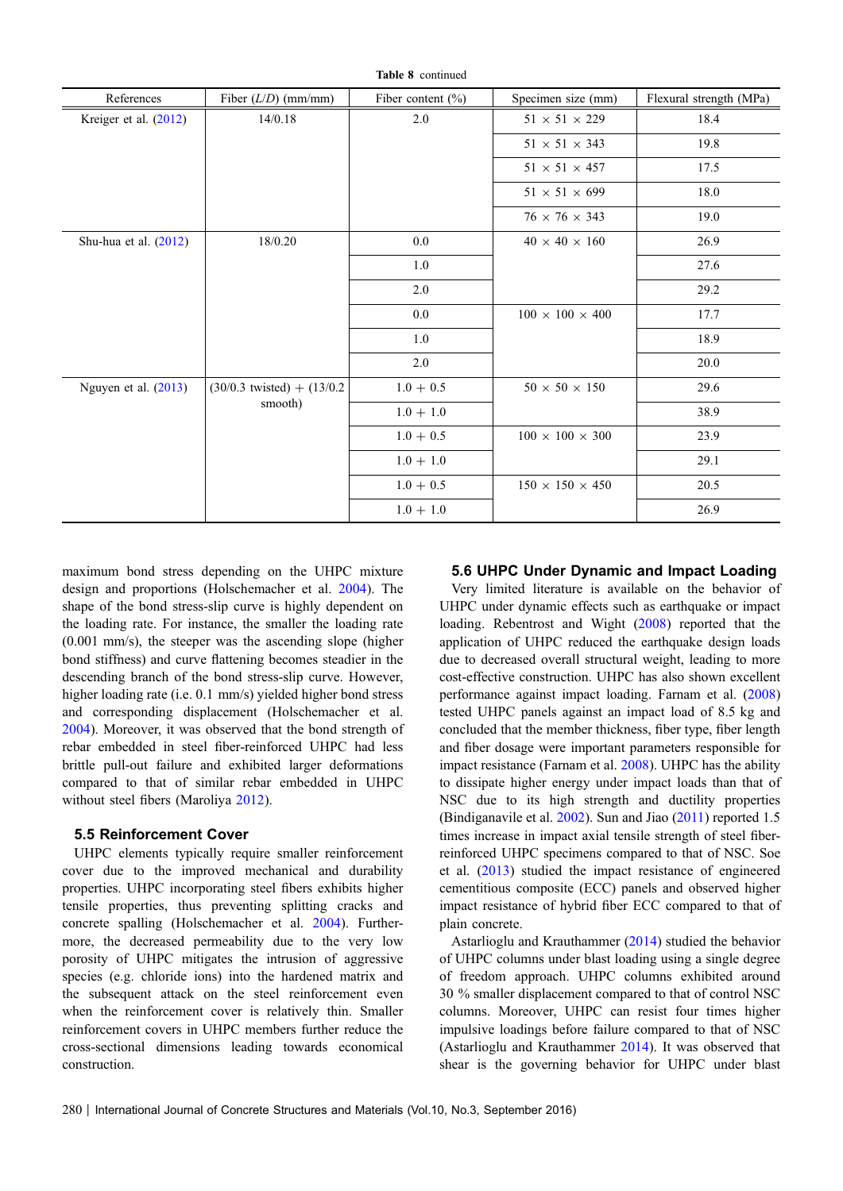Table 8 continued

| References | Fiber (*L*/*D*) (mm/mm) | Fiber content (%) | Specimen size (mm) | Flexural strength (MPa) |
|---|---|---|---|---|
| Kreiger et al. (2012) | 14/0.18 | 2.0 | 51 × 51 × 229 | 18.4 |
| | | | 51 × 51 × 343 | 19.8 |
| | | | 51 × 51 × 457 | 17.5 |
| | | | 51 × 51 × 699 | 18.0 |
| | | | 76 × 76 × 343 | 19.0 |
| Shu-hua et al. (2012) | 18/0.20 | 0.0 | 40 × 40 × 160 | 26.9 |
| | | 1.0 | | 27.6 |
| | | 2.0 | | 29.2 |
| | | 0.0 | 100 × 100 × 400 | 17.7 |
| | | 1.0 | | 18.9 |
| | | 2.0 | | 20.0 |
| Nguyen et al. (2013) | (30/0.3 twisted) + (13/0.2 smooth) | 1.0 + 0.5 | 50 × 50 × 150 | 29.6 |
| | | 1.0 + 1.0 | | 38.9 |
| | | 1.0 + 0.5 | 100 × 100 × 300 | 23.9 |
| | | 1.0 + 1.0 | | 29.1 |
| | | 1.0 + 0.5 | 150 × 150 × 450 | 20.5 |
| | | 1.0 + 1.0 | | 26.9 |

maximum bond stress depending on the UHPC mixture design and proportions (Holschemacher et al. 2004). The shape of the bond stress-slip curve is highly dependent on the loading rate. For instance, the smaller the loading rate (0.001 mm/s), the steeper was the ascending slope (higher bond stiffness) and curve flattening becomes steadier in the descending branch of the bond stress-slip curve. However, higher loading rate (i.e. 0.1 mm/s) yielded higher bond stress and corresponding displacement (Holschemacher et al. 2004). Moreover, it was observed that the bond strength of rebar embedded in steel fiber-reinforced UHPC had less brittle pull-out failure and exhibited larger deformations compared to that of similar rebar embedded in UHPC without steel fibers (Maroliya 2012).

### 5.5 Reinforcement Cover

UHPC elements typically require smaller reinforcement cover due to the improved mechanical and durability properties. UHPC incorporating steel fibers exhibits higher tensile properties, thus preventing splitting cracks and concrete spalling (Holschemacher et al. 2004). Furthermore, the decreased permeability due to the very low porosity of UHPC mitigates the intrusion of aggressive species (e.g. chloride ions) into the hardened matrix and the subsequent attack on the steel reinforcement even when the reinforcement cover is relatively thin. Smaller reinforcement covers in UHPC members further reduce the cross-sectional dimensions leading towards economical construction.

### 5.6 UHPC Under Dynamic and Impact Loading

Very limited literature is available on the behavior of UHPC under dynamic effects such as earthquake or impact loading. Rebentrost and Wight (2008) reported that the application of UHPC reduced the earthquake design loads due to decreased overall structural weight, leading to more cost-effective construction. UHPC has also shown excellent performance against impact loading. Farnam et al. (2008) tested UHPC panels against an impact load of 8.5 kg and concluded that the member thickness, fiber type, fiber length and fiber dosage were important parameters responsible for impact resistance (Farnam et al. 2008). UHPC has the ability to dissipate higher energy under impact loads than that of NSC due to its high strength and ductility properties (Bindiganavile et al. 2002). Sun and Jiao (2011) reported 1.5 times increase in impact axial tensile strength of steel fiber-reinforced UHPC specimens compared to that of NSC. Soe et al. (2013) studied the impact resistance of engineered cementitious composite (ECC) panels and observed higher impact resistance of hybrid fiber ECC compared to that of plain concrete.

Astarlioglu and Krauthammer (2014) studied the behavior of UHPC columns under blast loading using a single degree of freedom approach. UHPC columns exhibited around 30 % smaller displacement compared to that of control NSC columns. Moreover, UHPC can resist four times higher impulsive loadings before failure compared to that of NSC (Astarlioglu and Krauthammer 2014). It was observed that shear is the governing behavior for UHPC under blast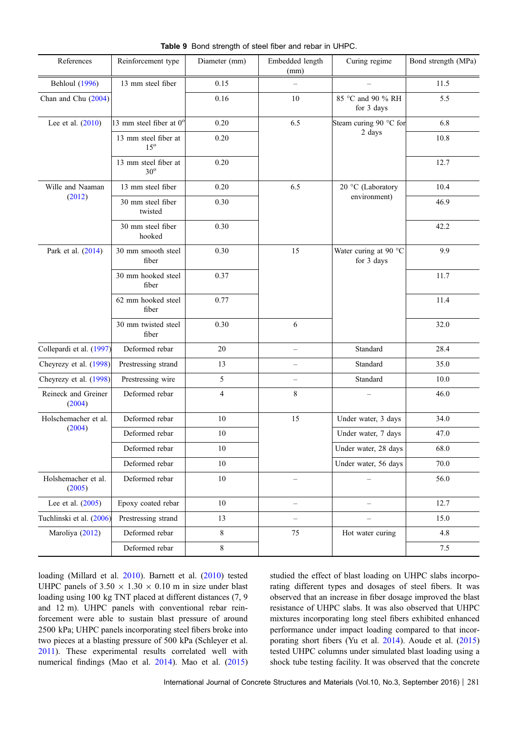**Table 9** Bond strength of steel fiber and rebar in UHPC.

| References | Reinforcement type | Diameter (mm) | Embedded length (mm) | Curing regime | Bond strength (MPa) |
|---|---|---|---|---|---|
| Behloul (1996) | 13 mm steel fiber | 0.15 | – | – | 11.5 |
| Chan and Chu (2004) | | 0.16 | 10 | 85 °C and 90 % RH for 3 days | 5.5 |
| Lee et al. (2010) | 13 mm steel fiber at 0° | 0.20 | 6.5 | Steam curing 90 °C for 2 days | 6.8 |
| | 13 mm steel fiber at 15° | 0.20 | | | 10.8 |
| | 13 mm steel fiber at 30° | 0.20 | | | 12.7 |
| Wille and Naaman (2012) | 13 mm steel fiber | 0.20 | 6.5 | 20 °C (Laboratory environment) | 10.4 |
| | 30 mm steel fiber twisted | 0.30 | | | 46.9 |
| | 30 mm steel fiber hooked | 0.30 | | | 42.2 |
| Park et al. (2014) | 30 mm smooth steel fiber | 0.30 | 15 | Water curing at 90 °C for 3 days | 9.9 |
| | 30 mm hooked steel fiber | 0.37 | | | 11.7 |
| | 62 mm hooked steel fiber | 0.77 | | | 11.4 |
| | 30 mm twisted steel fiber | 0.30 | 6 | | 32.0 |
| Collepardi et al. (1997) | Deformed rebar | 20 | – | Standard | 28.4 |
| Cheyrezy et al. (1998) | Prestressing strand | 13 | – | Standard | 35.0 |
| Cheyrezy et al. (1998) | Prestressing wire | 5 | – | Standard | 10.0 |
| Reineck and Greiner (2004) | Deformed rebar | 4 | 8 | – | 46.0 |
| Holschemacher et al. (2004) | Deformed rebar | 10 | 15 | Under water, 3 days | 34.0 |
| | Deformed rebar | 10 | | Under water, 7 days | 47.0 |
| | Deformed rebar | 10 | | Under water, 28 days | 68.0 |
| | Deformed rebar | 10 | | Under water, 56 days | 70.0 |
| Holshemacher et al. (2005) | Deformed rebar | 10 | – | – | 56.0 |
| Lee et al. (2005) | Epoxy coated rebar | 10 | – | – | 12.7 |
| Tuchlinski et al. (2006) | Prestressing strand | 13 | – | – | 15.0 |
| Maroliya (2012) | Deformed rebar | 8 | 75 | Hot water curing | 4.8 |
| | Deformed rebar | 8 | | | 7.5 |

loading (Millard et al. 2010). Barnett et al. (2010) tested UHPC panels of 3.50 × 1.30 × 0.10 m in size under blast loading using 100 kg TNT placed at different distances (7, 9 and 12 m). UHPC panels with conventional rebar reinforcement were able to sustain blast pressure of around 2500 kPa; UHPC panels incorporating steel fibers broke into two pieces at a blasting pressure of 500 kPa (Schleyer et al. 2011). These experimental results correlated well with numerical findings (Mao et al. 2014). Mao et al. (2015) studied the effect of blast loading on UHPC slabs incorporating different types and dosages of steel fibers. It was observed that an increase in fiber dosage improved the blast resistance of UHPC slabs. It was also observed that UHPC mixtures incorporating long steel fibers exhibited enhanced performance under impact loading compared to that incorporating short fibers (Yu et al. 2014). Aoude et al. (2015) tested UHPC columns under simulated blast loading using a shock tube testing facility. It was observed that the concrete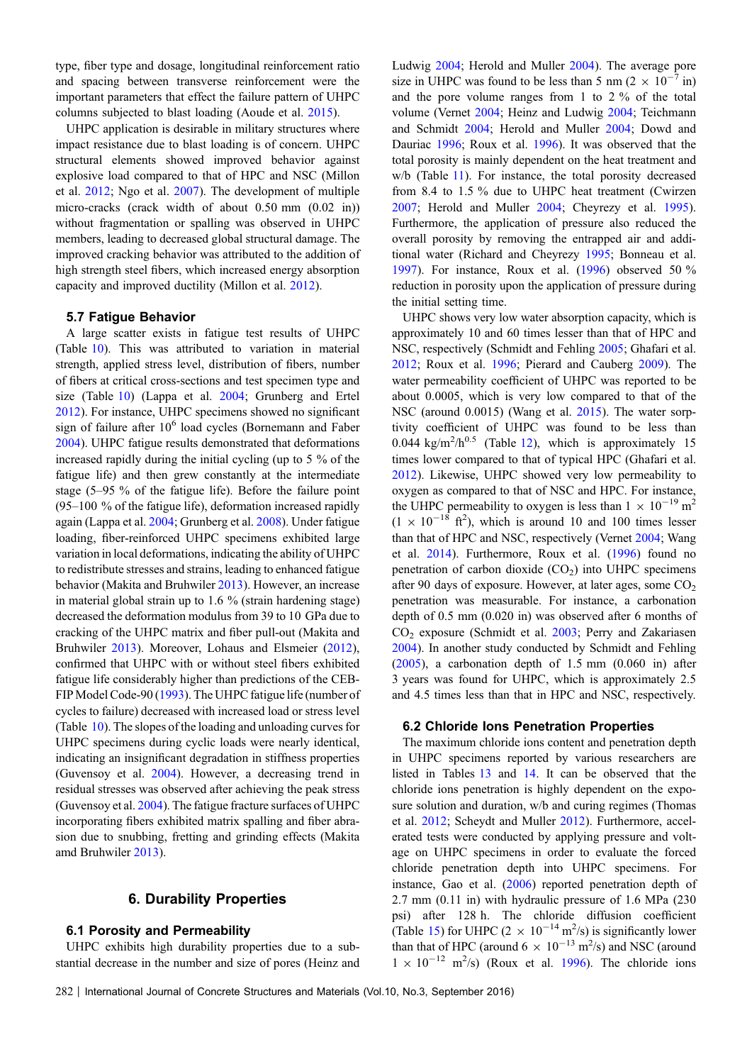type, fiber type and dosage, longitudinal reinforcement ratio and spacing between transverse reinforcement were the important parameters that effect the failure pattern of UHPC columns subjected to blast loading (Aoude et al. 2015).

UHPC application is desirable in military structures where impact resistance due to blast loading is of concern. UHPC structural elements showed improved behavior against explosive load compared to that of HPC and NSC (Millon et al. 2012; Ngo et al. 2007). The development of multiple micro-cracks (crack width of about 0.50 mm (0.02 in)) without fragmentation or spalling was observed in UHPC members, leading to decreased global structural damage. The improved cracking behavior was attributed to the addition of high strength steel fibers, which increased energy absorption capacity and improved ductility (Millon et al. 2012).

### 5.7 Fatigue Behavior

A large scatter exists in fatigue test results of UHPC (Table 10). This was attributed to variation in material strength, applied stress level, distribution of fibers, number of fibers at critical cross-sections and test specimen type and size (Table 10) (Lappa et al. 2004; Grunberg and Ertel 2012). For instance, UHPC specimens showed no significant sign of failure after $10^6$ load cycles (Bornemann and Faber 2004). UHPC fatigue results demonstrated that deformations increased rapidly during the initial cycling (up to 5 % of the fatigue life) and then grew constantly at the intermediate stage (5–95 % of the fatigue life). Before the failure point (95–100 % of the fatigue life), deformation increased rapidly again (Lappa et al. 2004; Grunberg et al. 2008). Under fatigue loading, fiber-reinforced UHPC specimens exhibited large variation in local deformations, indicating the ability of UHPC to redistribute stresses and strains, leading to enhanced fatigue behavior (Makita and Bruhwiler 2013). However, an increase in material global strain up to 1.6 % (strain hardening stage) decreased the deformation modulus from 39 to 10 GPa due to cracking of the UHPC matrix and fiber pull-out (Makita and Bruhwiler 2013). Moreover, Lohaus and Elsmeier (2012), confirmed that UHPC with or without steel fibers exhibited fatigue life considerably higher than predictions of the CEB-FIP Model Code-90 (1993). The UHPC fatigue life (number of cycles to failure) decreased with increased load or stress level (Table 10). The slopes of the loading and unloading curves for UHPC specimens during cyclic loads were nearly identical, indicating an insignificant degradation in stiffness properties (Guvensoy et al. 2004). However, a decreasing trend in residual stresses was observed after achieving the peak stress (Guvensoy et al. 2004). The fatigue fracture surfaces of UHPC incorporating fibers exhibited matrix spalling and fiber abrasion due to snubbing, fretting and grinding effects (Makita amd Bruhwiler 2013).

## 6. Durability Properties

### 6.1 Porosity and Permeability

UHPC exhibits high durability properties due to a substantial decrease in the number and size of pores (Heinz and Ludwig 2004; Herold and Muller 2004). The average pore size in UHPC was found to be less than 5 nm ($2 \times 10^{-7}$ in) and the pore volume ranges from 1 to 2 % of the total volume (Vernet 2004; Heinz and Ludwig 2004; Teichmann and Schmidt 2004; Herold and Muller 2004; Dowd and Dauriac 1996; Roux et al. 1996). It was observed that the total porosity is mainly dependent on the heat treatment and w/b (Table 11). For instance, the total porosity decreased from 8.4 to 1.5 % due to UHPC heat treatment (Cwirzen 2007; Herold and Muller 2004; Cheyrezy et al. 1995). Furthermore, the application of pressure also reduced the overall porosity by removing the entrapped air and additional water (Richard and Cheyrezy 1995; Bonneau et al. 1997). For instance, Roux et al. (1996) observed 50 % reduction in porosity upon the application of pressure during the initial setting time.

UHPC shows very low water absorption capacity, which is approximately 10 and 60 times lesser than that of HPC and NSC, respectively (Schmidt and Fehling 2005; Ghafari et al. 2012; Roux et al. 1996; Pierard and Cauberg 2009). The water permeability coefficient of UHPC was reported to be about 0.0005, which is very low compared to that of the NSC (around 0.0015) (Wang et al. 2015). The water sorptivity coefficient of UHPC was found to be less than 0.044 kg/m$^2$/h$^{0.5}$ (Table 12), which is approximately 15 times lower compared to that of typical HPC (Ghafari et al. 2012). Likewise, UHPC showed very low permeability to oxygen as compared to that of NSC and HPC. For instance, the UHPC permeability to oxygen is less than $1 \times 10^{-19}$ m$^2$ ($1 \times 10^{-18}$ ft$^2$), which is around 10 and 100 times lesser than that of HPC and NSC, respectively (Vernet 2004; Wang et al. 2014). Furthermore, Roux et al. (1996) found no penetration of carbon dioxide ($CO_2$) into UHPC specimens after 90 days of exposure. However, at later ages, some $CO_2$ penetration was measurable. For instance, a carbonation depth of 0.5 mm (0.020 in) was observed after 6 months of $CO_2$ exposure (Schmidt et al. 2003; Perry and Zakariasen 2004). In another study conducted by Schmidt and Fehling (2005), a carbonation depth of 1.5 mm (0.060 in) after 3 years was found for UHPC, which is approximately 2.5 and 4.5 times less than that in HPC and NSC, respectively.

### 6.2 Chloride Ions Penetration Properties

The maximum chloride ions content and penetration depth in UHPC specimens reported by various researchers are listed in Tables 13 and 14. It can be observed that the chloride ions penetration is highly dependent on the exposure solution and duration, w/b and curing regimes (Thomas et al. 2012; Scheydt and Muller 2012). Furthermore, accelerated tests were conducted by applying pressure and voltage on UHPC specimens in order to evaluate the forced chloride penetration depth into UHPC specimens. For instance, Gao et al. (2006) reported penetration depth of 2.7 mm (0.11 in) with hydraulic pressure of 1.6 MPa (230 psi) after 128 h. The chloride diffusion coefficient (Table 15) for UHPC ($2 \times 10^{-14}$ m$^2$/s) is significantly lower than that of HPC (around $6 \times 10^{-13}$ m$^2$/s) and NSC (around $1 \times 10^{-12}$ m$^2$/s) (Roux et al. 1996). The chloride ions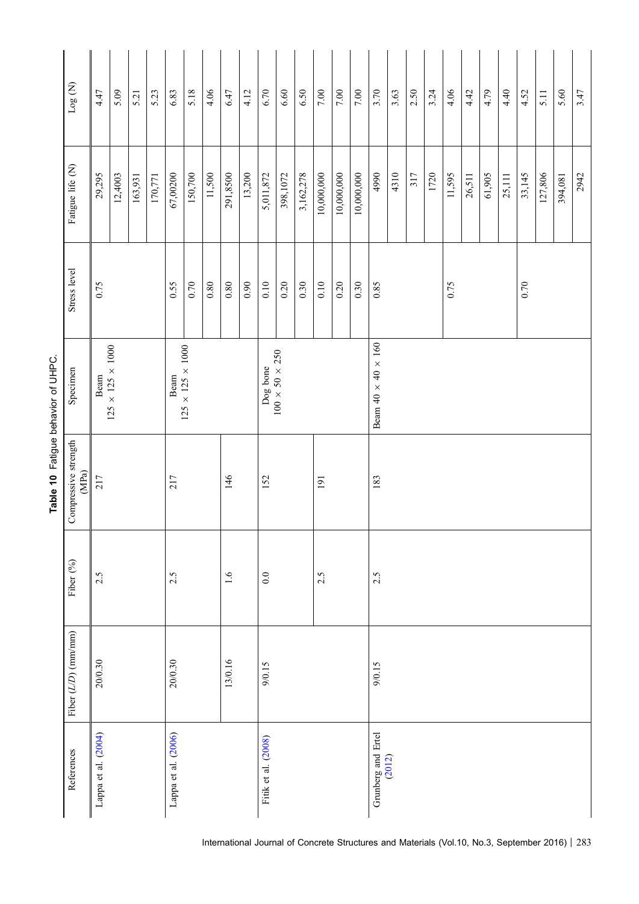**Table 10** Fatigue behavior of UHPC.

| References | Fiber (*L*/*D*) (mm/mm) | Fiber (%) | Compressive strength (MPa) | Specimen | Stress level | Fatigue life (N) | Log (N) |
|---|---|---|---|---|---|---|---|
| Lappa et al. (2004) | 20/0.30 | 2.5 | 217 | Beam 125 × 125 × 1000 | 0.75 | 29,295 | 4.47 |
| | | | | | | 12,4003 | 5.09 |
| | | | | | | 163,931 | 5.21 |
| | | | | | | 170,771 | 5.23 |
| Lappa et al. (2006) | 20/0.30 | 2.5 | 217 | Beam 125 × 125 × 1000 | 0.55 | 67,00200 | 6.83 |
| | | | | | 0.70 | 150,700 | 5.18 |
| | | | | | 0.80 | 11,500 | 4.06 |
| | 13/0.16 | 1.6 | 146 | | 0.80 | 291,8500 | 6.47 |
| | | | | | 0.90 | 13,200 | 4.12 |
| Fitik et al. (2008) | 9/0.15 | 0.0 | 152 | Dog bone 100 × 50 × 250 | 0.10 | 5,011,872 | 6.70 |
| | | | | | 0.20 | 398,1072 | 6.60 |
| | | | | | 0.30 | 3,162,278 | 6.50 |
| | | 2.5 | 191 | | 0.10 | 10,000,000 | 7.00 |
| | | | | | 0.20 | 10,000,000 | 7.00 |
| | | | | | 0.30 | 10,000,000 | 7.00 |
| Grunberg and Ertel (2012) | 9/0.15 | 2.5 | 183 | Beam 40 × 40 × 160 | 0.85 | 4990 | 3.70 |
| | | | | | | 4310 | 3.63 |
| | | | | | | 317 | 2.50 |
| | | | | | | 1720 | 3.24 |
| | | | | | 0.75 | 11,595 | 4.06 |
| | | | | | | 26,511 | 4.42 |
| | | | | | | 61,905 | 4.79 |
| | | | | | | 25,111 | 4.40 |
| | | | | | 0.70 | 33,145 | 4.52 |
| | | | | | | 127,806 | 5.11 |
| | | | | | | 394,081 | 5.60 |
| | | | | | | 2942 | 3.47 |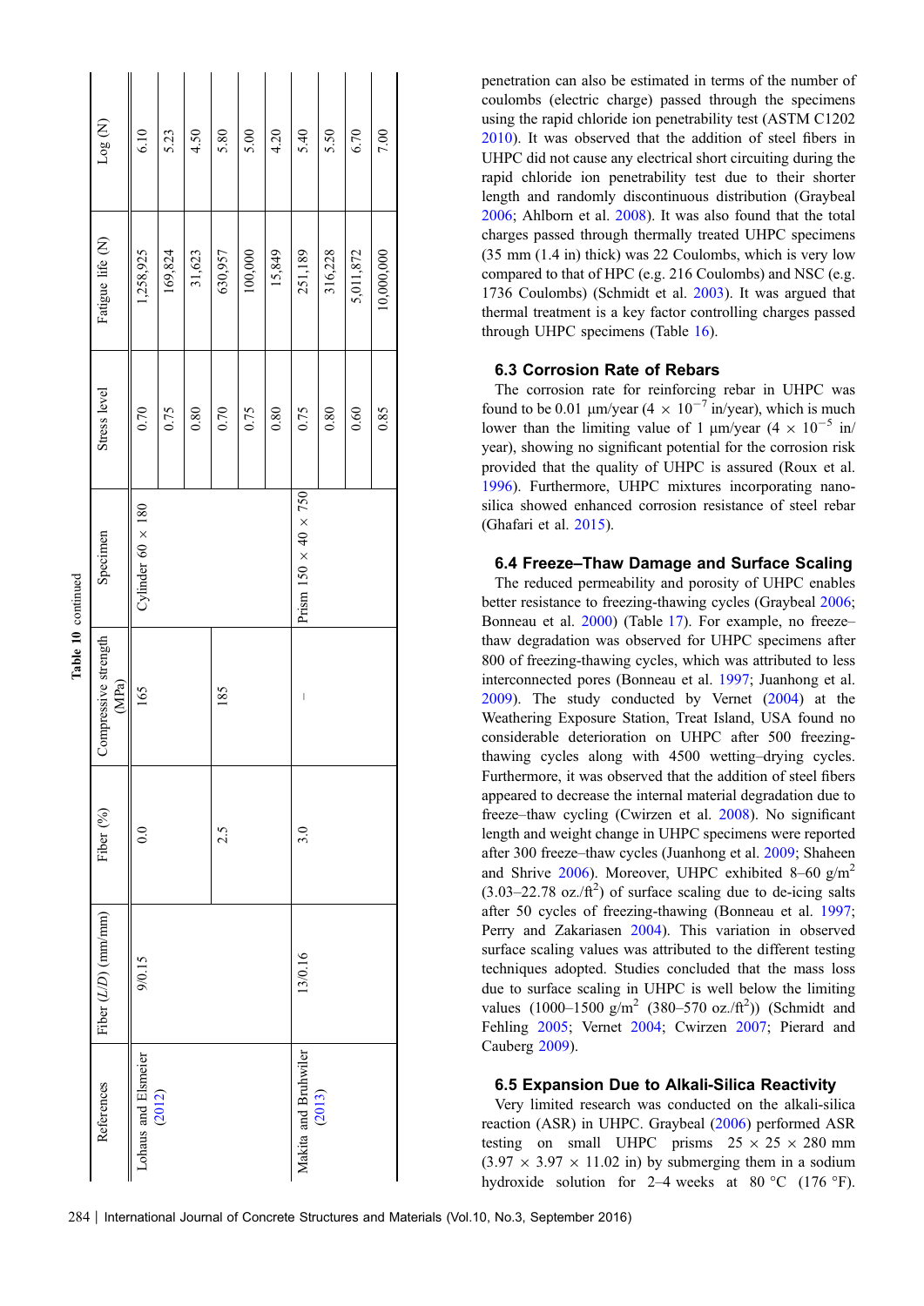**Table 10** continued

| References | Fiber (L/D) (mm/mm) | Fiber (%) | Compressive strength (MPa) | Specimen | Stress level | Fatigue life (N) | Log (N) |
|---|---|---|---|---|---|---|---|
| Lohaus and Elsmeier (2012) | 9/0.15 | 0.0 | 165 | Cylinder 60 × 180 | 0.70 | 1,258,925 | 6.10 |
| | | | | | 0.75 | 169,824 | 5.23 |
| | | | | | 0.80 | 31,623 | 4.50 |
| | | 2.5 | 185 | | 0.70 | 630,957 | 5.80 |
| | | | | | 0.75 | 100,000 | 5.00 |
| | | | | | 0.80 | 15,849 | 4.20 |
| Makita and Bruhwiler (2013) | 13/0.16 | 3.0 | – | Prism 150 × 40 × 750 | 0.75 | 251,189 | 5.40 |
| | | | | | 0.80 | 316,228 | 5.50 |
| | | | | | 0.60 | 5,011,872 | 6.70 |
| | | | | | 0.85 | 10,000,000 | 7.00 |

penetration can also be estimated in terms of the number of coulombs (electric charge) passed through the specimens using the rapid chloride ion penetrability test (ASTM C1202 2010). It was observed that the addition of steel fibers in UHPC did not cause any electrical short circuiting during the rapid chloride ion penetrability test due to their shorter length and randomly discontinuous distribution (Graybeal 2006; Ahlborn et al. 2008). It was also found that the total charges passed through thermally treated UHPC specimens (35 mm (1.4 in) thick) was 22 Coulombs, which is very low compared to that of HPC (e.g. 216 Coulombs) and NSC (e.g. 1736 Coulombs) (Schmidt et al. 2003). It was argued that thermal treatment is a key factor controlling charges passed through UHPC specimens (Table 16).

### 6.3 Corrosion Rate of Rebars

The corrosion rate for reinforcing rebar in UHPC was found to be 0.01 μm/year ($4 \times 10^{-7}$ in/year), which is much lower than the limiting value of 1 μm/year ($4 \times 10^{-5}$ in/year), showing no significant potential for the corrosion risk provided that the quality of UHPC is assured (Roux et al. 1996). Furthermore, UHPC mixtures incorporating nano-silica showed enhanced corrosion resistance of steel rebar (Ghafari et al. 2015).

### 6.4 Freeze–Thaw Damage and Surface Scaling

The reduced permeability and porosity of UHPC enables better resistance to freezing-thawing cycles (Graybeal 2006; Bonneau et al. 2000) (Table 17). For example, no freeze–thaw degradation was observed for UHPC specimens after 800 of freezing-thawing cycles, which was attributed to less interconnected pores (Bonneau et al. 1997; Juanhong et al. 2009). The study conducted by Vernet (2004) at the Weathering Exposure Station, Treat Island, USA found no considerable deterioration on UHPC after 500 freezing-thawing cycles along with 4500 wetting–drying cycles. Furthermore, it was observed that the addition of steel fibers appeared to decrease the internal material degradation due to freeze–thaw cycling (Cwirzen et al. 2008). No significant length and weight change in UHPC specimens were reported after 300 freeze–thaw cycles (Juanhong et al. 2009; Shaheen and Shrive 2006). Moreover, UHPC exhibited 8–60 g/m$^2$ (3.03–22.78 oz./ft$^2$) of surface scaling due to de-icing salts after 50 cycles of freezing-thawing (Bonneau et al. 1997; Perry and Zakariasen 2004). This variation in observed surface scaling values was attributed to the different testing techniques adopted. Studies concluded that the mass loss due to surface scaling in UHPC is well below the limiting values (1000–1500 g/m$^2$ (380–570 oz./ft$^2$)) (Schmidt and Fehling 2005; Vernet 2004; Cwirzen 2007; Pierard and Cauberg 2009).

### 6.5 Expansion Due to Alkali-Silica Reactivity

Very limited research was conducted on the alkali-silica reaction (ASR) in UHPC. Graybeal (2006) performed ASR testing on small UHPC prisms 25 × 25 × 280 mm (3.97 × 3.97 × 11.02 in) by submerging them in a sodium hydroxide solution for 2–4 weeks at 80 °C (176 °F).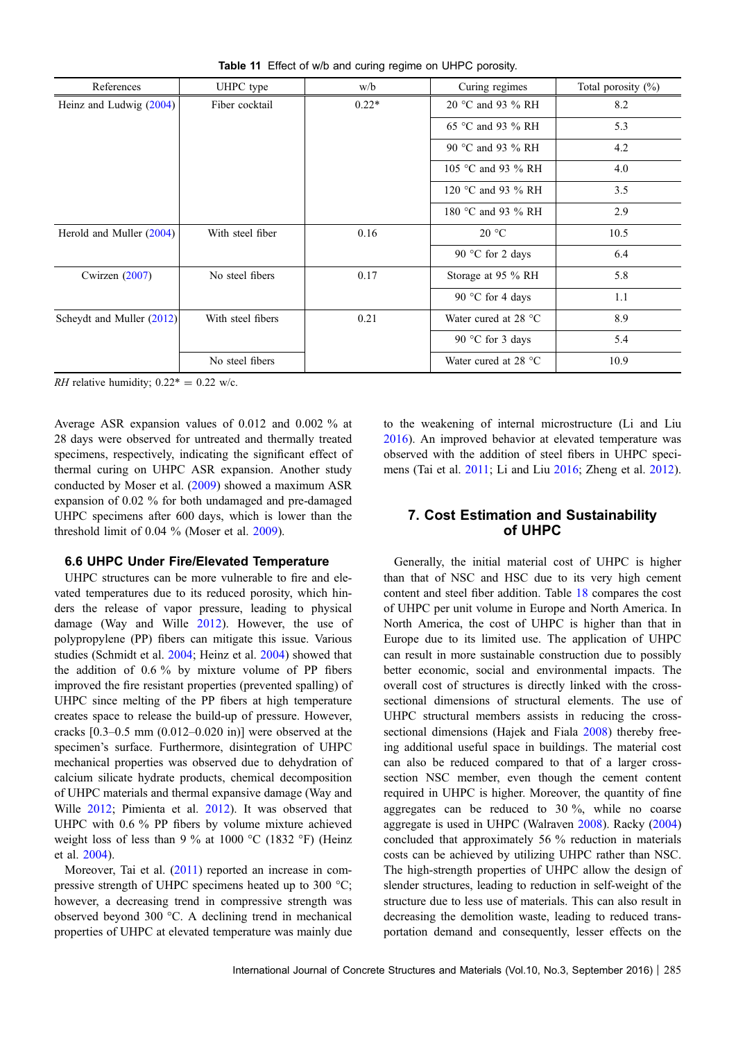**Table 11** Effect of w/b and curing regime on UHPC porosity.

| References | UHPC type | w/b | Curing regimes | Total porosity (%) |
|---|---|---|---|---|
| Heinz and Ludwig (2004) | Fiber cocktail | 0.22* | 20 °C and 93 % RH | 8.2 |
| | | | 65 °C and 93 % RH | 5.3 |
| | | | 90 °C and 93 % RH | 4.2 |
| | | | 105 °C and 93 % RH | 4.0 |
| | | | 120 °C and 93 % RH | 3.5 |
| | | | 180 °C and 93 % RH | 2.9 |
| Herold and Muller (2004) | With steel fiber | 0.16 | 20 °C | 10.5 |
| | | | 90 °C for 2 days | 6.4 |
| Cwirzen (2007) | No steel fibers | 0.17 | Storage at 95 % RH | 5.8 |
| | | | 90 °C for 4 days | 1.1 |
| Scheydt and Muller (2012) | With steel fibers | 0.21 | Water cured at 28 °C | 8.9 |
| | | | 90 °C for 3 days | 5.4 |
| | No steel fibers | | Water cured at 28 °C | 10.9 |

*RH* relative humidity; 0.22* = 0.22 w/c.

Average ASR expansion values of 0.012 and 0.002 % at 28 days were observed for untreated and thermally treated specimens, respectively, indicating the significant effect of thermal curing on UHPC ASR expansion. Another study conducted by Moser et al. (2009) showed a maximum ASR expansion of 0.02 % for both undamaged and pre-damaged UHPC specimens after 600 days, which is lower than the threshold limit of 0.04 % (Moser et al. 2009).

### 6.6 UHPC Under Fire/Elevated Temperature

UHPC structures can be more vulnerable to fire and elevated temperatures due to its reduced porosity, which hinders the release of vapor pressure, leading to physical damage (Way and Wille 2012). However, the use of polypropylene (PP) fibers can mitigate this issue. Various studies (Schmidt et al. 2004; Heinz et al. 2004) showed that the addition of 0.6 % by mixture volume of PP fibers improved the fire resistant properties (prevented spalling) of UHPC since melting of the PP fibers at high temperature creates space to release the build-up of pressure. However, cracks [0.3–0.5 mm (0.012–0.020 in)] were observed at the specimen's surface. Furthermore, disintegration of UHPC mechanical properties was observed due to dehydration of calcium silicate hydrate products, chemical decomposition of UHPC materials and thermal expansive damage (Way and Wille 2012; Pimienta et al. 2012). It was observed that UHPC with 0.6 % PP fibers by volume mixture achieved weight loss of less than 9 % at 1000 °C (1832 °F) (Heinz et al. 2004).

Moreover, Tai et al. (2011) reported an increase in compressive strength of UHPC specimens heated up to 300 °C; however, a decreasing trend in compressive strength was observed beyond 300 °C. A declining trend in mechanical properties of UHPC at elevated temperature was mainly due to the weakening of internal microstructure (Li and Liu 2016). An improved behavior at elevated temperature was observed with the addition of steel fibers in UHPC specimens (Tai et al. 2011; Li and Liu 2016; Zheng et al. 2012).

## 7. Cost Estimation and Sustainability of UHPC

Generally, the initial material cost of UHPC is higher than that of NSC and HSC due to its very high cement content and steel fiber addition. Table 18 compares the cost of UHPC per unit volume in Europe and North America. In North America, the cost of UHPC is higher than that in Europe due to its limited use. The application of UHPC can result in more sustainable construction due to possibly better economic, social and environmental impacts. The overall cost of structures is directly linked with the cross-sectional dimensions of structural elements. The use of UHPC structural members assists in reducing the cross-sectional dimensions (Hajek and Fiala 2008) thereby freeing additional useful space in buildings. The material cost can also be reduced compared to that of a larger cross-section NSC member, even though the cement content required in UHPC is higher. Moreover, the quantity of fine aggregates can be reduced to 30 %, while no coarse aggregate is used in UHPC (Walraven 2008). Racky (2004) concluded that approximately 56 % reduction in materials costs can be achieved by utilizing UHPC rather than NSC. The high-strength properties of UHPC allow the design of slender structures, leading to reduction in self-weight of the structure due to less use of materials. This can also result in decreasing the demolition waste, leading to reduced transportation demand and consequently, lesser effects on the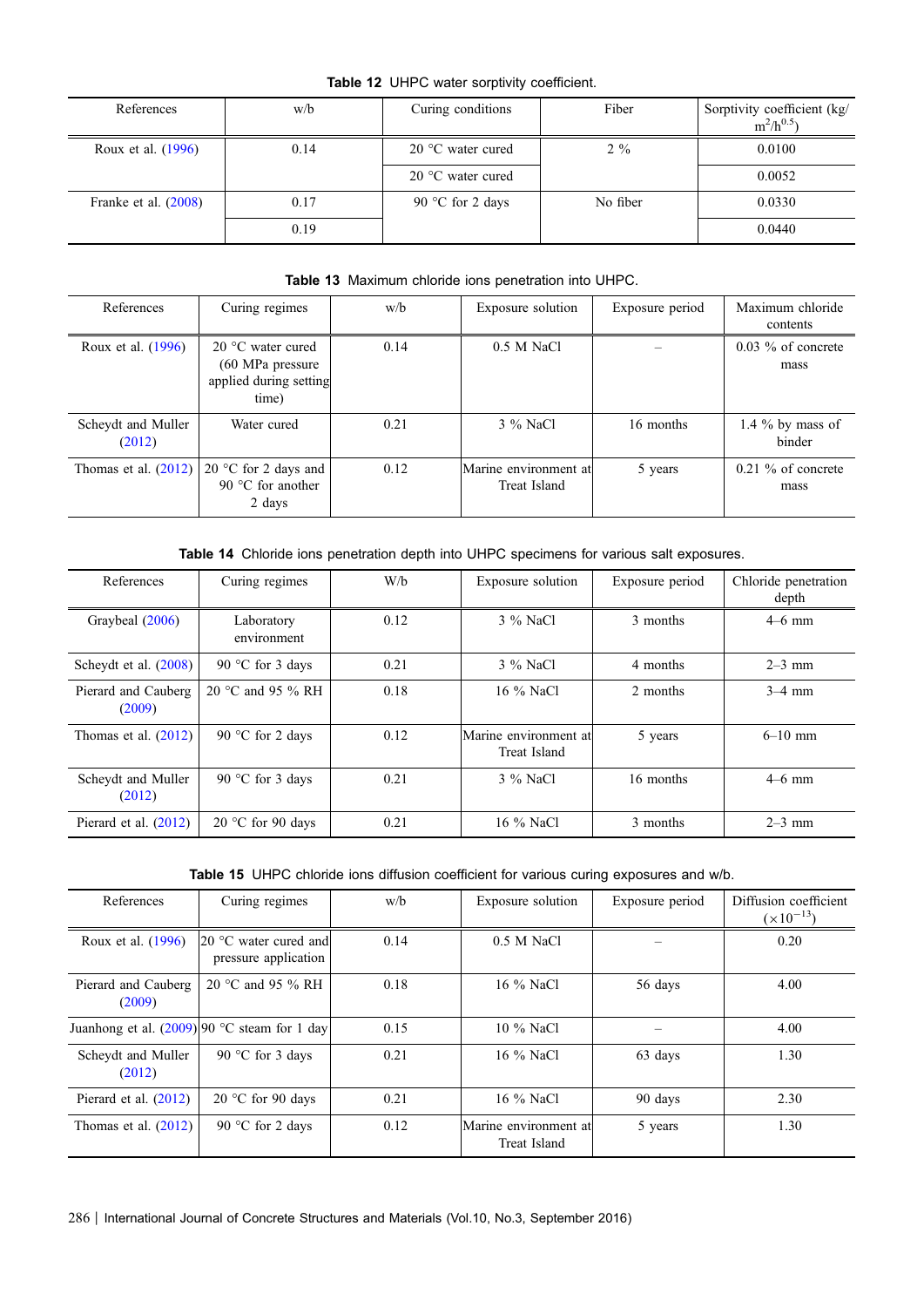**Table 12** UHPC water sorptivity coefficient.

| References | w/b | Curing conditions | Fiber | Sorptivity coefficient (kg/m$^2$/h$^{0.5}$) |
|---|---|---|---|---|
| Roux et al. (1996) | 0.14 | 20 °C water cured | 2 % | 0.0100 |
| | | 20 °C water cured | | 0.0052 |
| Franke et al. (2008) | 0.17 | 90 °C for 2 days | No fiber | 0.0330 |
| | 0.19 | | | 0.0440 |

**Table 13** Maximum chloride ions penetration into UHPC.

| References | Curing regimes | w/b | Exposure solution | Exposure period | Maximum chloride contents |
|---|---|---|---|---|---|
| Roux et al. (1996) | 20 °C water cured (60 MPa pressure applied during setting time) | 0.14 | 0.5 M NaCl | – | 0.03 % of concrete mass |
| Scheydt and Muller (2012) | Water cured | 0.21 | 3 % NaCl | 16 months | 1.4 % by mass of binder |
| Thomas et al. (2012) | 20 °C for 2 days and 90 °C for another 2 days | 0.12 | Marine environment at Treat Island | 5 years | 0.21 % of concrete mass |

**Table 14** Chloride ions penetration depth into UHPC specimens for various salt exposures.

| References | Curing regimes | W/b | Exposure solution | Exposure period | Chloride penetration depth |
|---|---|---|---|---|---|
| Graybeal (2006) | Laboratory environment | 0.12 | 3 % NaCl | 3 months | 4–6 mm |
| Scheydt et al. (2008) | 90 °C for 3 days | 0.21 | 3 % NaCl | 4 months | 2–3 mm |
| Pierard and Cauberg (2009) | 20 °C and 95 % RH | 0.18 | 16 % NaCl | 2 months | 3–4 mm |
| Thomas et al. (2012) | 90 °C for 2 days | 0.12 | Marine environment at Treat Island | 5 years | 6–10 mm |
| Scheydt and Muller (2012) | 90 °C for 3 days | 0.21 | 3 % NaCl | 16 months | 4–6 mm |
| Pierard et al. (2012) | 20 °C for 90 days | 0.21 | 16 % NaCl | 3 months | 2–3 mm |

**Table 15** UHPC chloride ions diffusion coefficient for various curing exposures and w/b.

| References | Curing regimes | w/b | Exposure solution | Exposure period | Diffusion coefficient ($\times 10^{-13}$) |
|---|---|---|---|---|---|
| Roux et al. (1996) | 20 °C water cured and pressure application | 0.14 | 0.5 M NaCl | – | 0.20 |
| Pierard and Cauberg (2009) | 20 °C and 95 % RH | 0.18 | 16 % NaCl | 56 days | 4.00 |
| Juanhong et al. (2009) | 90 °C steam for 1 day | 0.15 | 10 % NaCl | – | 4.00 |
| Scheydt and Muller (2012) | 90 °C for 3 days | 0.21 | 16 % NaCl | 63 days | 1.30 |
| Pierard et al. (2012) | 20 °C for 90 days | 0.21 | 16 % NaCl | 90 days | 2.30 |
| Thomas et al. (2012) | 90 °C for 2 days | 0.12 | Marine environment at Treat Island | 5 years | 1.30 |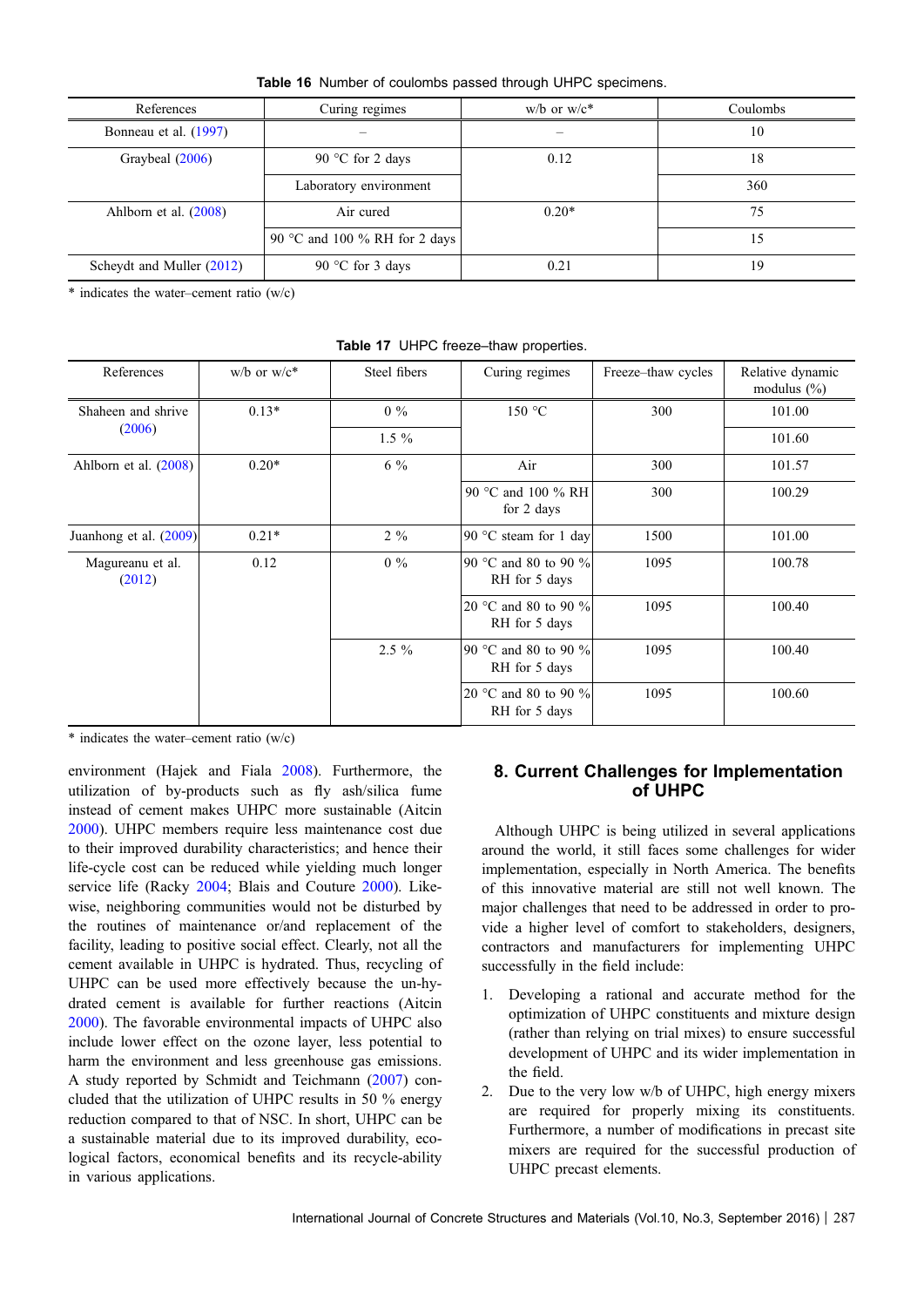**Table 16** Number of coulombs passed through UHPC specimens.

| References | Curing regimes | w/b or w/c* | Coulombs |
|---|---|---|---|
| Bonneau et al. (1997) | – | – | 10 |
| Graybeal (2006) | 90 °C for 2 days | 0.12 | 18 |
| | Laboratory environment | | 360 |
| Ahlborn et al. (2008) | Air cured | 0.20* | 75 |
| | 90 °C and 100 % RH for 2 days | | 15 |
| Scheydt and Muller (2012) | 90 °C for 3 days | 0.21 | 19 |

\* indicates the water–cement ratio (w/c)

**Table 17** UHPC freeze–thaw properties.

| References | w/b or w/c* | Steel fibers | Curing regimes | Freeze–thaw cycles | Relative dynamic modulus (%) |
|---|---|---|---|---|---|
| Shaheen and shrive (2006) | 0.13* | 0 % | 150 °C | 300 | 101.00 |
| | | 1.5 % | | | 101.60 |
| Ahlborn et al. (2008) | 0.20* | 6 % | Air | 300 | 101.57 |
| | | | 90 °C and 100 % RH for 2 days | 300 | 100.29 |
| Juanhong et al. (2009) | 0.21* | 2 % | 90 °C steam for 1 day | 1500 | 101.00 |
| Magureanu et al. (2012) | 0.12 | 0 % | 90 °C and 80 to 90 % RH for 5 days | 1095 | 100.78 |
| | | | 20 °C and 80 to 90 % RH for 5 days | 1095 | 100.40 |
| | | 2.5 % | 90 °C and 80 to 90 % RH for 5 days | 1095 | 100.40 |
| | | | 20 °C and 80 to 90 % RH for 5 days | 1095 | 100.60 |

\* indicates the water–cement ratio (w/c)

environment (Hajek and Fiala 2008). Furthermore, the utilization of by-products such as fly ash/silica fume instead of cement makes UHPC more sustainable (Aitcin 2000). UHPC members require less maintenance cost due to their improved durability characteristics; and hence their life-cycle cost can be reduced while yielding much longer service life (Racky 2004; Blais and Couture 2000). Likewise, neighboring communities would not be disturbed by the routines of maintenance or/and replacement of the facility, leading to positive social effect. Clearly, not all the cement available in UHPC is hydrated. Thus, recycling of UHPC can be used more effectively because the un-hydrated cement is available for further reactions (Aitcin 2000). The favorable environmental impacts of UHPC also include lower effect on the ozone layer, less potential to harm the environment and less greenhouse gas emissions. A study reported by Schmidt and Teichmann (2007) concluded that the utilization of UHPC results in 50 % energy reduction compared to that of NSC. In short, UHPC can be a sustainable material due to its improved durability, ecological factors, economical benefits and its recycle-ability in various applications.

## 8. Current Challenges for Implementation of UHPC

Although UHPC is being utilized in several applications around the world, it still faces some challenges for wider implementation, especially in North America. The benefits of this innovative material are still not well known. The major challenges that need to be addressed in order to provide a higher level of comfort to stakeholders, designers, contractors and manufacturers for implementing UHPC successfully in the field include:

1. Developing a rational and accurate method for the optimization of UHPC constituents and mixture design (rather than relying on trial mixes) to ensure successful development of UHPC and its wider implementation in the field.
2. Due to the very low w/b of UHPC, high energy mixers are required for properly mixing its constituents. Furthermore, a number of modifications in precast site mixers are required for the successful production of UHPC precast elements.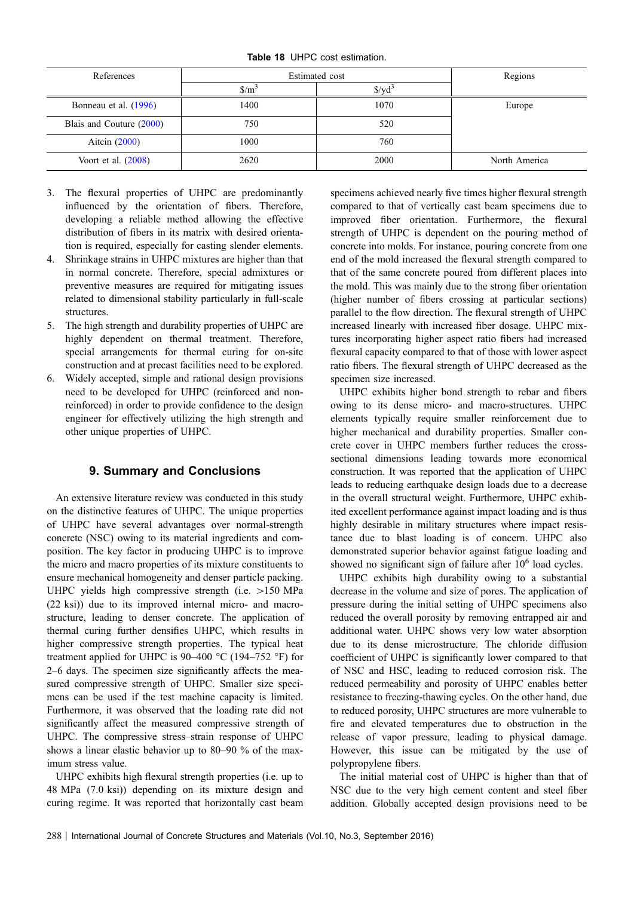**Table 18** UHPC cost estimation.

| References | Estimated cost | | Regions |
|---|---|---|---|
| | $/m$^3$ | $/yd$^3$ | |
| Bonneau et al. (1996) | 1400 | 1070 | Europe |
| Blais and Couture (2000) | 750 | 520 | |
| Aitcin (2000) | 1000 | 760 | |
| Voort et al. (2008) | 2620 | 2000 | North America |

3. The flexural properties of UHPC are predominantly influenced by the orientation of fibers. Therefore, developing a reliable method allowing the effective distribution of fibers in its matrix with desired orientation is required, especially for casting slender elements.
4. Shrinkage strains in UHPC mixtures are higher than that in normal concrete. Therefore, special admixtures or preventive measures are required for mitigating issues related to dimensional stability particularly in full-scale structures.
5. The high strength and durability properties of UHPC are highly dependent on thermal treatment. Therefore, special arrangements for thermal curing for on-site construction and at precast facilities need to be explored.
6. Widely accepted, simple and rational design provisions need to be developed for UHPC (reinforced and non-reinforced) in order to provide confidence to the design engineer for effectively utilizing the high strength and other unique properties of UHPC.

## 9. Summary and Conclusions

An extensive literature review was conducted in this study on the distinctive features of UHPC. The unique properties of UHPC have several advantages over normal-strength concrete (NSC) owing to its material ingredients and composition. The key factor in producing UHPC is to improve the micro and macro properties of its mixture constituents to ensure mechanical homogeneity and denser particle packing. UHPC yields high compressive strength (i.e. >150 MPa (22 ksi)) due to its improved internal micro- and macro-structure, leading to denser concrete. The application of thermal curing further densifies UHPC, which results in higher compressive strength properties. The typical heat treatment applied for UHPC is 90–400 °C (194–752 °F) for 2–6 days. The specimen size significantly affects the measured compressive strength of UHPC. Smaller size specimens can be used if the test machine capacity is limited. Furthermore, it was observed that the loading rate did not significantly affect the measured compressive strength of UHPC. The compressive stress–strain response of UHPC shows a linear elastic behavior up to 80–90 % of the maximum stress value.

UHPC exhibits high flexural strength properties (i.e. up to 48 MPa (7.0 ksi)) depending on its mixture design and curing regime. It was reported that horizontally cast beam specimens achieved nearly five times higher flexural strength compared to that of vertically cast beam specimens due to improved fiber orientation. Furthermore, the flexural strength of UHPC is dependent on the pouring method of concrete into molds. For instance, pouring concrete from one end of the mold increased the flexural strength compared to that of the same concrete poured from different places into the mold. This was mainly due to the strong fiber orientation (higher number of fibers crossing at particular sections) parallel to the flow direction. The flexural strength of UHPC increased linearly with increased fiber dosage. UHPC mixtures incorporating higher aspect ratio fibers had increased flexural capacity compared to that of those with lower aspect ratio fibers. The flexural strength of UHPC decreased as the specimen size increased.

UHPC exhibits higher bond strength to rebar and fibers owing to its dense micro- and macro-structures. UHPC elements typically require smaller reinforcement due to higher mechanical and durability properties. Smaller concrete cover in UHPC members further reduces the cross-sectional dimensions leading towards more economical construction. It was reported that the application of UHPC leads to reducing earthquake design loads due to a decrease in the overall structural weight. Furthermore, UHPC exhibited excellent performance against impact loading and is thus highly desirable in military structures where impact resistance due to blast loading is of concern. UHPC also demonstrated superior behavior against fatigue loading and showed no significant sign of failure after $10^6$ load cycles.

UHPC exhibits high durability owing to a substantial decrease in the volume and size of pores. The application of pressure during the initial setting of UHPC specimens also reduced the overall porosity by removing entrapped air and additional water. UHPC shows very low water absorption due to its dense microstructure. The chloride diffusion coefficient of UHPC is significantly lower compared to that of NSC and HSC, leading to reduced corrosion risk. The reduced permeability and porosity of UHPC enables better resistance to freezing-thawing cycles. On the other hand, due to reduced porosity, UHPC structures are more vulnerable to fire and elevated temperatures due to obstruction in the release of vapor pressure, leading to physical damage. However, this issue can be mitigated by the use of polypropylene fibers.

The initial material cost of UHPC is higher than that of NSC due to the very high cement content and steel fiber addition. Globally accepted design provisions need to be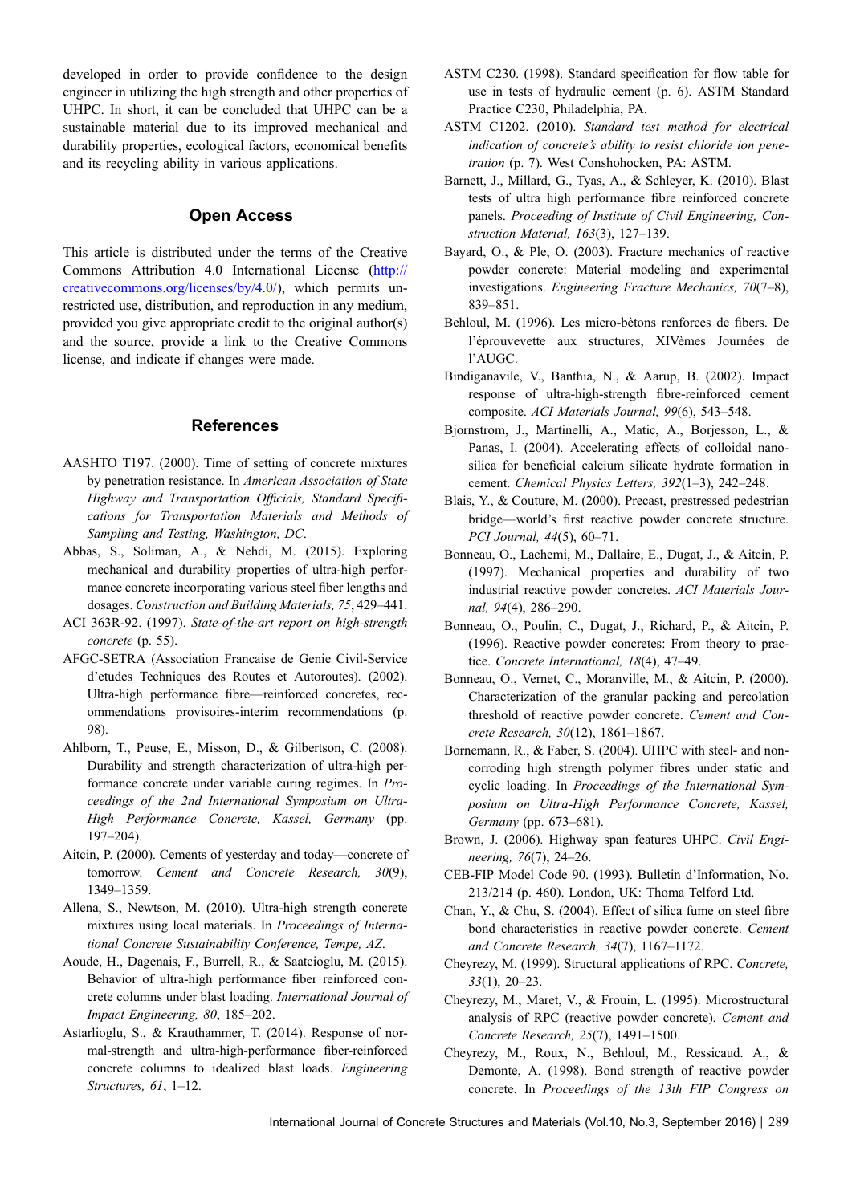developed in order to provide confidence to the design engineer in utilizing the high strength and other properties of UHPC. In short, it can be concluded that UHPC can be a sustainable material due to its improved mechanical and durability properties, ecological factors, economical benefits and its recycling ability in various applications.

## Open Access

This article is distributed under the terms of the Creative Commons Attribution 4.0 International License (http://creativecommons.org/licenses/by/4.0/), which permits unrestricted use, distribution, and reproduction in any medium, provided you give appropriate credit to the original author(s) and the source, provide a link to the Creative Commons license, and indicate if changes were made.

## References

AASHTO T197. (2000). Time of setting of concrete mixtures by penetration resistance. In *American Association of State Highway and Transportation Officials, Standard Specifications for Transportation Materials and Methods of Sampling and Testing, Washington, DC*.

Abbas, S., Soliman, A., & Nehdi, M. (2015). Exploring mechanical and durability properties of ultra-high performance concrete incorporating various steel fiber lengths and dosages. *Construction and Building Materials, 75*, 429–441.

ACI 363R-92. (1997). *State-of-the-art report on high-strength concrete* (p. 55).

AFGC-SETRA (Association Francaise de Genie Civil-Service d'etudes Techniques des Routes et Autoroutes). (2002). Ultra-high performance fibre—reinforced concretes, recommendations provisoires-interim recommendations (p. 98).

Ahlborn, T., Peuse, E., Misson, D., & Gilbertson, C. (2008). Durability and strength characterization of ultra-high performance concrete under variable curing regimes. In *Proceedings of the 2nd International Symposium on Ultra-High Performance Concrete, Kassel, Germany* (pp. 197–204).

Aitcin, P. (2000). Cements of yesterday and today—concrete of tomorrow. *Cement and Concrete Research, 30*(9), 1349–1359.

Allena, S., Newtson, M. (2010). Ultra-high strength concrete mixtures using local materials. In *Proceedings of International Concrete Sustainability Conference, Tempe, AZ*.

Aoude, H., Dagenais, F., Burrell, R., & Saatcioglu, M. (2015). Behavior of ultra-high performance fiber reinforced concrete columns under blast loading. *International Journal of Impact Engineering, 80*, 185–202.

Astarlioglu, S., & Krauthammer, T. (2014). Response of normal-strength and ultra-high-performance fiber-reinforced concrete columns to idealized blast loads. *Engineering Structures, 61*, 1–12.

ASTM C230. (1998). Standard specification for flow table for use in tests of hydraulic cement (p. 6). ASTM Standard Practice C230, Philadelphia, PA.

ASTM C1202. (2010). *Standard test method for electrical indication of concrete's ability to resist chloride ion penetration* (p. 7). West Conshohocken, PA: ASTM.

Barnett, J., Millard, G., Tyas, A., & Schleyer, K. (2010). Blast tests of ultra high performance fibre reinforced concrete panels. *Proceeding of Institute of Civil Engineering, Construction Material, 163*(3), 127–139.

Bayard, O., & Ple, O. (2003). Fracture mechanics of reactive powder concrete: Material modeling and experimental investigations. *Engineering Fracture Mechanics, 70*(7–8), 839–851.

Behloul, M. (1996). Les micro-bètons renforces de fibers. De l'éprouvette aux structures, XIVèmes Journées de l'AUGC.

Bindiganavile, V., Banthia, N., & Aarup, B. (2002). Impact response of ultra-high-strength fibre-reinforced cement composite. *ACI Materials Journal, 99*(6), 543–548.

Bjornstrom, J., Martinelli, A., Matic, A., Borjesson, L., & Panas, I. (2004). Accelerating effects of colloidal nano-silica for beneficial calcium silicate hydrate formation in cement. *Chemical Physics Letters, 392*(1–3), 242–248.

Blais, Y., & Couture, M. (2000). Precast, prestressed pedestrian bridge—world's first reactive powder concrete structure. *PCI Journal, 44*(5), 60–71.

Bonneau, O., Lachemi, M., Dallaire, E., Dugat, J., & Aitcin, P. (1997). Mechanical properties and durability of two industrial reactive powder concretes. *ACI Materials Journal, 94*(4), 286–290.

Bonneau, O., Poulin, C., Dugat, J., Richard, P., & Aitcin, P. (1996). Reactive powder concretes: From theory to practice. *Concrete International, 18*(4), 47–49.

Bonneau, O., Vernet, C., Moranville, M., & Aitcin, P. (2000). Characterization of the granular packing and percolation threshold of reactive powder concrete. *Cement and Concrete Research, 30*(12), 1861–1867.

Bornemann, R., & Faber, S. (2004). UHPC with steel- and non-corroding high strength polymer fibres under static and cyclic loading. In *Proceedings of the International Symposium on Ultra-High Performance Concrete, Kassel, Germany* (pp. 673–681).

Brown, J. (2006). Highway span features UHPC. *Civil Engineering, 76*(7), 24–26.

CEB-FIP Model Code 90. (1993). Bulletin d'Information, No. 213/214 (p. 460). London, UK: Thoma Telford Ltd.

Chan, Y., & Chu, S. (2004). Effect of silica fume on steel fibre bond characteristics in reactive powder concrete. *Cement and Concrete Research, 34*(7), 1167–1172.

Cheyrezy, M. (1999). Structural applications of RPC. *Concrete, 33*(1), 20–23.

Cheyrezy, M., Maret, V., & Frouin, L. (1995). Microstructural analysis of RPC (reactive powder concrete). *Cement and Concrete Research, 25*(7), 1491–1500.

Cheyrezy, M., Roux, N., Behloul, M., Ressicaud. A., & Demonte, A. (1998). Bond strength of reactive powder concrete. In *Proceedings of the 13th FIP Congress on*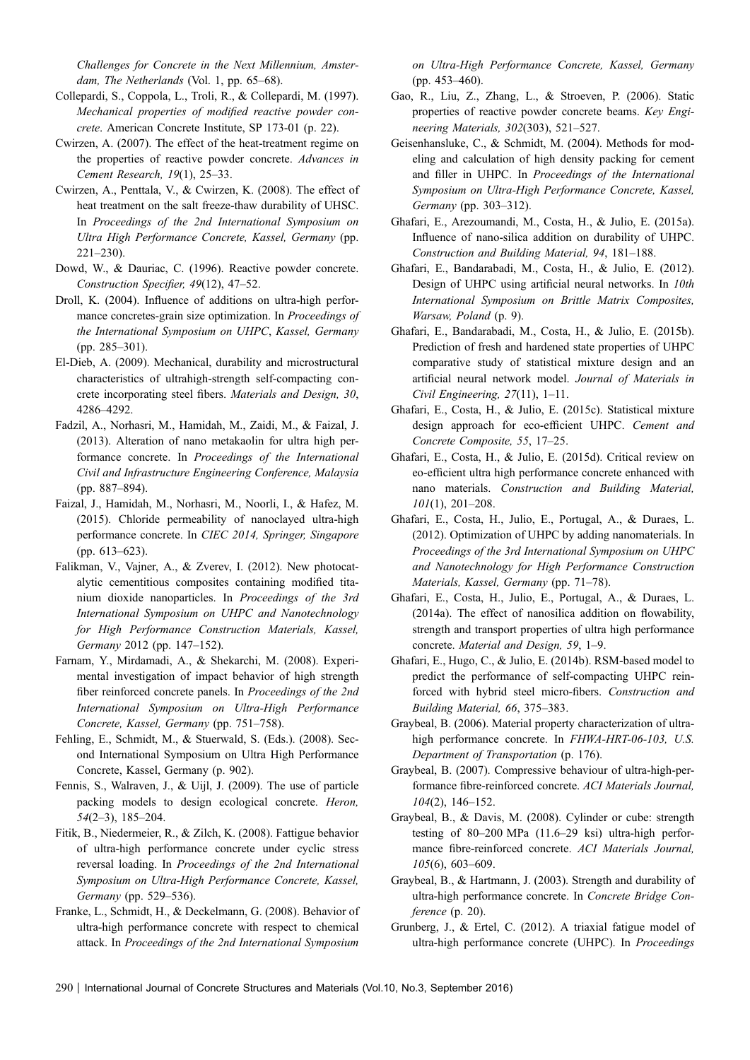*Challenges for Concrete in the Next Millennium, Amsterdam, The Netherlands* (Vol. 1, pp. 65–68).

Collepardi, S., Coppola, L., Troli, R., & Collepardi, M. (1997). *Mechanical properties of modified reactive powder concrete*. American Concrete Institute, SP 173-01 (p. 22).

Cwirzen, A. (2007). The effect of the heat-treatment regime on the properties of reactive powder concrete. *Advances in Cement Research, 19*(1), 25–33.

Cwirzen, A., Penttala, V., & Cwirzen, K. (2008). The effect of heat treatment on the salt freeze-thaw durability of UHSC. In *Proceedings of the 2nd International Symposium on Ultra High Performance Concrete, Kassel, Germany* (pp. 221–230).

Dowd, W., & Dauriac, C. (1996). Reactive powder concrete. *Construction Specifier, 49*(12), 47–52.

Droll, K. (2004). Influence of additions on ultra-high performance concretes-grain size optimization. In *Proceedings of the International Symposium on UHPC, Kassel, Germany* (pp. 285–301).

El-Dieb, A. (2009). Mechanical, durability and microstructural characteristics of ultrahigh-strength self-compacting concrete incorporating steel fibers. *Materials and Design, 30*, 4286–4292.

Fadzil, A., Norhasri, M., Hamidah, M., Zaidi, M., & Faizal, J. (2013). Alteration of nano metakaolin for ultra high performance concrete. In *Proceedings of the International Civil and Infrastructure Engineering Conference, Malaysia* (pp. 887–894).

Faizal, J., Hamidah, M., Norhasri, M., Noorli, I., & Hafez, M. (2015). Chloride permeability of nanoclayed ultra-high performance concrete. In *CIEC 2014, Springer, Singapore* (pp. 613–623).

Falikman, V., Vajner, A., & Zverev, I. (2012). New photocatalytic cementitious composites containing modified titanium dioxide nanoparticles. In *Proceedings of the 3rd International Symposium on UHPC and Nanotechnology for High Performance Construction Materials, Kassel, Germany* 2012 (pp. 147–152).

Farnam, Y., Mirdamadi, A., & Shekarchi, M. (2008). Experimental investigation of impact behavior of high strength fiber reinforced concrete panels. In *Proceedings of the 2nd International Symposium on Ultra-High Performance Concrete, Kassel, Germany* (pp. 751–758).

Fehling, E., Schmidt, M., & Stuerwald, S. (Eds.). (2008). Second International Symposium on Ultra High Performance Concrete, Kassel, Germany (p. 902).

Fennis, S., Walraven, J., & Uijl, J. (2009). The use of particle packing models to design ecological concrete. *Heron, 54*(2–3), 185–204.

Fitik, B., Niedermeier, R., & Zilch, K. (2008). Fattigue behavior of ultra-high performance concrete under cyclic stress reversal loading. In *Proceedings of the 2nd International Symposium on Ultra-High Performance Concrete, Kassel, Germany* (pp. 529–536).

Franke, L., Schmidt, H., & Deckelmann, G. (2008). Behavior of ultra-high performance concrete with respect to chemical attack. In *Proceedings of the 2nd International Symposium on Ultra-High Performance Concrete, Kassel, Germany* (pp. 453–460).

Gao, R., Liu, Z., Zhang, L., & Stroeven, P. (2006). Static properties of reactive powder concrete beams. *Key Engineering Materials, 302*(303), 521–527.

Geisenhansluke, C., & Schmidt, M. (2004). Methods for modeling and calculation of high density packing for cement and filler in UHPC. In *Proceedings of the International Symposium on Ultra-High Performance Concrete, Kassel, Germany* (pp. 303–312).

Ghafari, E., Arezoumandi, M., Costa, H., & Julio, E. (2015a). Influence of nano-silica addition on durability of UHPC. *Construction and Building Material, 94*, 181–188.

Ghafari, E., Bandarabadi, M., Costa, H., & Julio, E. (2012). Design of UHPC using artificial neural networks. In *10th International Symposium on Brittle Matrix Composites, Warsaw, Poland* (p. 9).

Ghafari, E., Bandarabadi, M., Costa, H., & Julio, E. (2015b). Prediction of fresh and hardened state properties of UHPC comparative study of statistical mixture design and an artificial neural network model. *Journal of Materials in Civil Engineering, 27*(11), 1–11.

Ghafari, E., Costa, H., & Julio, E. (2015c). Statistical mixture design approach for eco-efficient UHPC. *Cement and Concrete Composite, 55*, 17–25.

Ghafari, E., Costa, H., & Julio, E. (2015d). Critical review on eo-efficient ultra high performance concrete enhanced with nano materials. *Construction and Building Material, 101*(1), 201–208.

Ghafari, E., Costa, H., Julio, E., Portugal, A., & Duraes, L. (2012). Optimization of UHPC by adding nanomaterials. In *Proceedings of the 3rd International Symposium on UHPC and Nanotechnology for High Performance Construction Materials, Kassel, Germany* (pp. 71–78).

Ghafari, E., Costa, H., Julio, E., Portugal, A., & Duraes, L. (2014a). The effect of nanosilica addition on flowability, strength and transport properties of ultra high performance concrete. *Material and Design, 59*, 1–9.

Ghafari, E., Hugo, C., & Julio, E. (2014b). RSM-based model to predict the performance of self-compacting UHPC reinforced with hybrid steel micro-fibers. *Construction and Building Material, 66*, 375–383.

Graybeal, B. (2006). Material property characterization of ultra-high performance concrete. In *FHWA-HRT-06-103, U.S. Department of Transportation* (p. 176).

Graybeal, B. (2007). Compressive behaviour of ultra-high-performance fibre-reinforced concrete. *ACI Materials Journal, 104*(2), 146–152.

Graybeal, B., & Davis, M. (2008). Cylinder or cube: strength testing of 80–200 MPa (11.6–29 ksi) ultra-high performance fibre-reinforced concrete. *ACI Materials Journal, 105*(6), 603–609.

Graybeal, B., & Hartmann, J. (2003). Strength and durability of ultra-high performance concrete. In *Concrete Bridge Conference* (p. 20).

Grunberg, J., & Ertel, C. (2012). A triaxial fatigue model of ultra-high performance concrete (UHPC). In *Proceedings*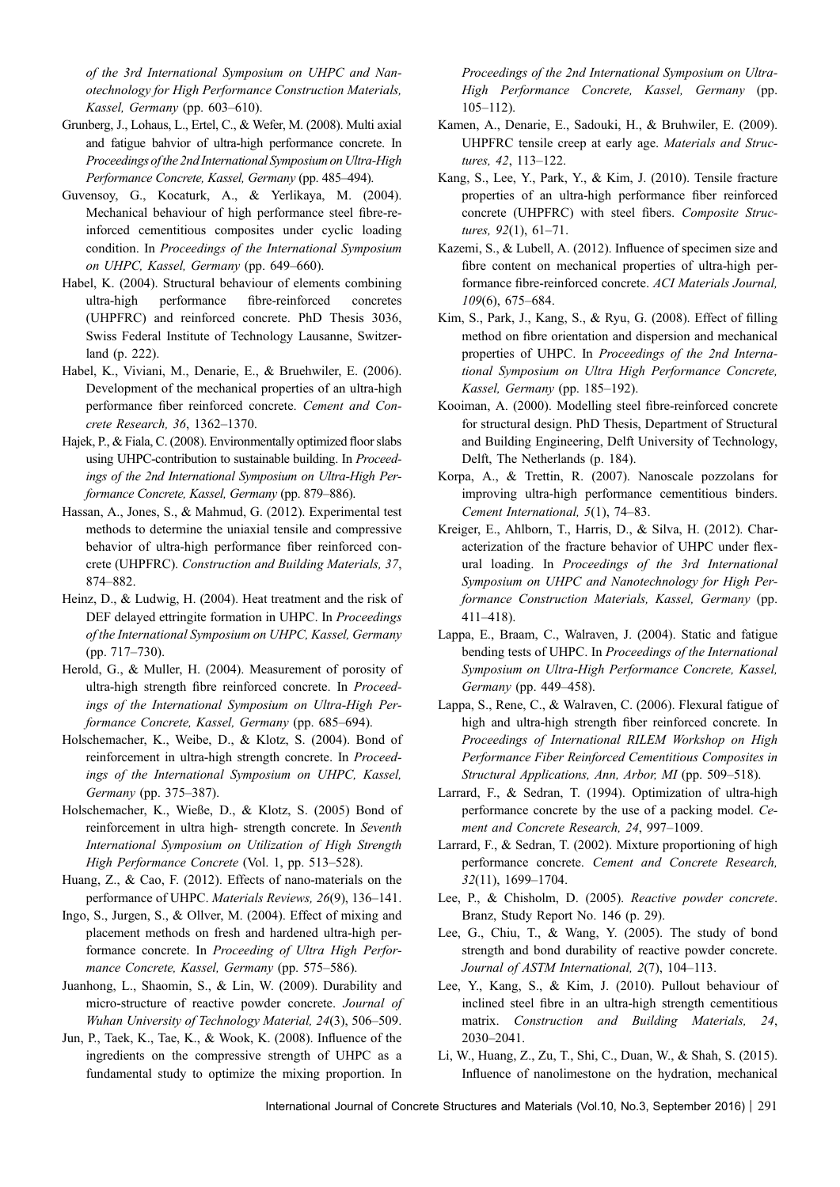*of the 3rd International Symposium on UHPC and Nanotechnology for High Performance Construction Materials, Kassel, Germany* (pp. 603–610).

Grunberg, J., Lohaus, L., Ertel, C., & Wefer, M. (2008). Multi axial and fatigue bahvior of ultra-high performance concrete. In *Proceedings of the 2nd International Symposium on Ultra-High Performance Concrete, Kassel, Germany* (pp. 485–494).

Guvensoy, G., Kocaturk, A., & Yerlikaya, M. (2004). Mechanical behaviour of high performance steel fibre-reinforced cementitious composites under cyclic loading condition. In *Proceedings of the International Symposium on UHPC, Kassel, Germany* (pp. 649–660).

Habel, K. (2004). Structural behaviour of elements combining ultra-high performance fibre-reinforced concretes (UHPFRC) and reinforced concrete. PhD Thesis 3036, Swiss Federal Institute of Technology Lausanne, Switzerland (p. 222).

Habel, K., Viviani, M., Denarie, E., & Bruehwiler, E. (2006). Development of the mechanical properties of an ultra-high performance fiber reinforced concrete. *Cement and Concrete Research, 36*, 1362–1370.

Hajek, P., & Fiala, C. (2008). Environmentally optimized floor slabs using UHPC-contribution to sustainable building. In *Proceedings of the 2nd International Symposium on Ultra-High Performance Concrete, Kassel, Germany* (pp. 879–886).

Hassan, A., Jones, S., & Mahmud, G. (2012). Experimental test methods to determine the uniaxial tensile and compressive behavior of ultra-high performance fiber reinforced concrete (UHPFRC). *Construction and Building Materials, 37*, 874–882.

Heinz, D., & Ludwig, H. (2004). Heat treatment and the risk of DEF delayed ettringite formation in UHPC. In *Proceedings of the International Symposium on UHPC, Kassel, Germany* (pp. 717–730).

Herold, G., & Muller, H. (2004). Measurement of porosity of ultra-high strength fibre reinforced concrete. In *Proceedings of the International Symposium on Ultra-High Performance Concrete, Kassel, Germany* (pp. 685–694).

Holschemacher, K., Weibe, D., & Klotz, S. (2004). Bond of reinforcement in ultra-high strength concrete. In *Proceedings of the International Symposium on UHPC, Kassel, Germany* (pp. 375–387).

Holschemacher, K., Wieße, D., & Klotz, S. (2005) Bond of reinforcement in ultra high- strength concrete. In *Seventh International Symposium on Utilization of High Strength High Performance Concrete* (Vol. 1, pp. 513–528).

Huang, Z., & Cao, F. (2012). Effects of nano-materials on the performance of UHPC. *Materials Reviews, 26*(9), 136–141.

Ingo, S., Jurgen, S., & Ollver, M. (2004). Effect of mixing and placement methods on fresh and hardened ultra-high performance concrete. In *Proceeding of Ultra High Performance Concrete, Kassel, Germany* (pp. 575–586).

Juanhong, L., Shaomin, S., & Lin, W. (2009). Durability and micro-structure of reactive powder concrete. *Journal of Wuhan University of Technology Material, 24*(3), 506–509.

Jun, P., Taek, K., Tae, K., & Wook, K. (2008). Influence of the ingredients on the compressive strength of UHPC as a fundamental study to optimize the mixing proportion. In *Proceedings of the 2nd International Symposium on Ultra-High Performance Concrete, Kassel, Germany* (pp. 105–112).

Kamen, A., Denarie, E., Sadouki, H., & Bruhwiler, E. (2009). UHPFRC tensile creep at early age. *Materials and Structures, 42*, 113–122.

Kang, S., Lee, Y., Park, Y., & Kim, J. (2010). Tensile fracture properties of an ultra-high performance fiber reinforced concrete (UHPFRC) with steel fibers. *Composite Structures, 92*(1), 61–71.

Kazemi, S., & Lubell, A. (2012). Influence of specimen size and fibre content on mechanical properties of ultra-high performance fibre-reinforced concrete. *ACI Materials Journal, 109*(6), 675–684.

Kim, S., Park, J., Kang, S., & Ryu, G. (2008). Effect of filling method on fibre orientation and dispersion and mechanical properties of UHPC. In *Proceedings of the 2nd International Symposium on Ultra High Performance Concrete, Kassel, Germany* (pp. 185–192).

Kooiman, A. (2000). Modelling steel fibre-reinforced concrete for structural design. PhD Thesis, Department of Structural and Building Engineering, Delft University of Technology, Delft, The Netherlands (p. 184).

Korpa, A., & Trettin, R. (2007). Nanoscale pozzolans for improving ultra-high performance cementitious binders. *Cement International, 5*(1), 74–83.

Kreiger, E., Ahlborn, T., Harris, D., & Silva, H. (2012). Characterization of the fracture behavior of UHPC under flexural loading. In *Proceedings of the 3rd International Symposium on UHPC and Nanotechnology for High Performance Construction Materials, Kassel, Germany* (pp. 411–418).

Lappa, E., Braam, C., Walraven, J. (2004). Static and fatigue bending tests of UHPC. In *Proceedings of the International Symposium on Ultra-High Performance Concrete, Kassel, Germany* (pp. 449–458).

Lappa, S., Rene, C., & Walraven, C. (2006). Flexural fatigue of high and ultra-high strength fiber reinforced concrete. In *Proceedings of International RILEM Workshop on High Performance Fiber Reinforced Cementitious Composites in Structural Applications, Ann, Arbor, MI* (pp. 509–518).

Larrard, F., & Sedran, T. (1994). Optimization of ultra-high performance concrete by the use of a packing model. *Cement and Concrete Research, 24*, 997–1009.

Larrard, F., & Sedran, T. (2002). Mixture proportioning of high performance concrete. *Cement and Concrete Research, 32*(11), 1699–1704.

Lee, P., & Chisholm, D. (2005). *Reactive powder concrete*. Branz, Study Report No. 146 (p. 29).

Lee, G., Chiu, T., & Wang, Y. (2005). The study of bond strength and bond durability of reactive powder concrete. *Journal of ASTM International, 2*(7), 104–113.

Lee, Y., Kang, S., & Kim, J. (2010). Pullout behaviour of inclined steel fibre in an ultra-high strength cementitious matrix. *Construction and Building Materials, 24*, 2030–2041.

Li, W., Huang, Z., Zu, T., Shi, C., Duan, W., & Shah, S. (2015). Influence of nanolimestone on the hydration, mechanical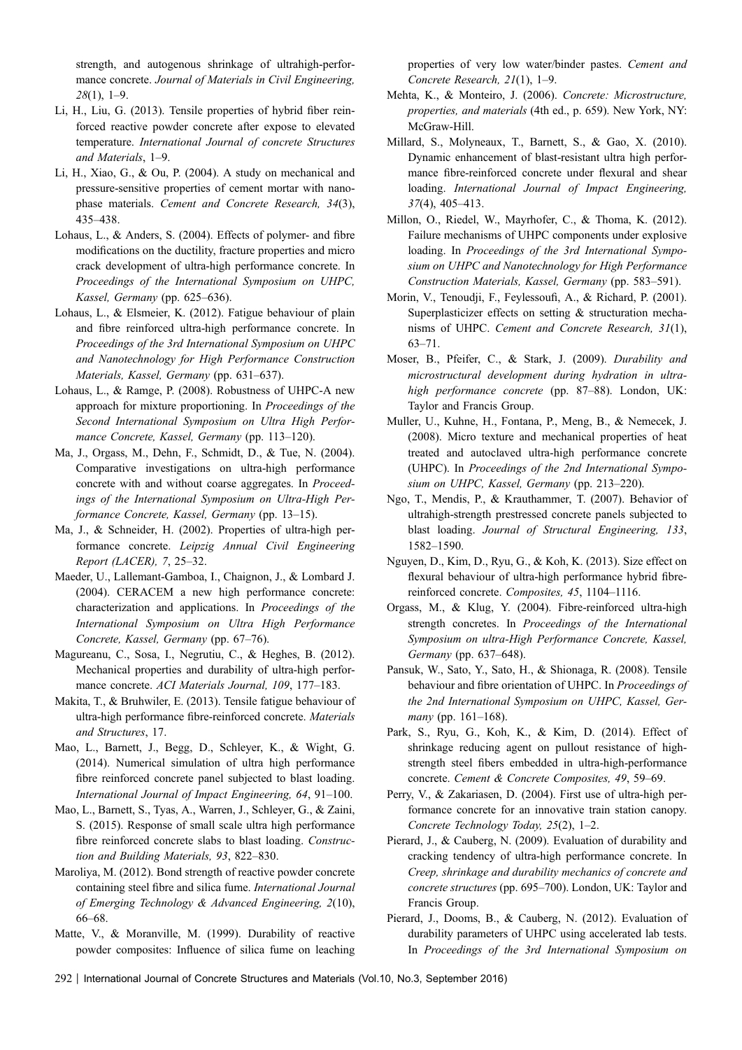strength, and autogenous shrinkage of ultrahigh-performance concrete. *Journal of Materials in Civil Engineering, 28*(1), 1–9.

Li, H., Liu, G. (2013). Tensile properties of hybrid fiber reinforced reactive powder concrete after expose to elevated temperature. *International Journal of concrete Structures and Materials*, 1–9.

Li, H., Xiao, G., & Ou, P. (2004). A study on mechanical and pressure-sensitive properties of cement mortar with nanophase materials. *Cement and Concrete Research, 34*(3), 435–438.

Lohaus, L., & Anders, S. (2004). Effects of polymer- and fibre modifications on the ductility, fracture properties and micro crack development of ultra-high performance concrete. In *Proceedings of the International Symposium on UHPC, Kassel, Germany* (pp. 625–636).

Lohaus, L., & Elsmeier, K. (2012). Fatigue behaviour of plain and fibre reinforced ultra-high performance concrete. In *Proceedings of the 3rd International Symposium on UHPC and Nanotechnology for High Performance Construction Materials, Kassel, Germany* (pp. 631–637).

Lohaus, L., & Ramge, P. (2008). Robustness of UHPC-A new approach for mixture proportioning. In *Proceedings of the Second International Symposium on Ultra High Performance Concrete, Kassel, Germany* (pp. 113–120).

Ma, J., Orgass, M., Dehn, F., Schmidt, D., & Tue, N. (2004). Comparative investigations on ultra-high performance concrete with and without coarse aggregates. In *Proceedings of the International Symposium on Ultra-High Performance Concrete, Kassel, Germany* (pp. 13–15).

Ma, J., & Schneider, H. (2002). Properties of ultra-high performance concrete. *Leipzig Annual Civil Engineering Report (LACER), 7*, 25–32.

Maeder, U., Lallemant-Gamboa, I., Chaignon, J., & Lombard J. (2004). CERACEM a new high performance concrete: characterization and applications. In *Proceedings of the International Symposium on Ultra High Performance Concrete, Kassel, Germany* (pp. 67–76).

Magureanu, C., Sosa, I., Negrutiu, C., & Heghes, B. (2012). Mechanical properties and durability of ultra-high performance concrete. *ACI Materials Journal, 109*, 177–183.

Makita, T., & Bruhwiler, E. (2013). Tensile fatigue behaviour of ultra-high performance fibre-reinforced concrete. *Materials and Structures*, 17.

Mao, L., Barnett, J., Begg, D., Schleyer, K., & Wight, G. (2014). Numerical simulation of ultra high performance fibre reinforced concrete panel subjected to blast loading. *International Journal of Impact Engineering, 64*, 91–100.

Mao, L., Barnett, S., Tyas, A., Warren, J., Schleyer, G., & Zaini, S. (2015). Response of small scale ultra high performance fibre reinforced concrete slabs to blast loading. *Construction and Building Materials, 93*, 822–830.

Maroliya, M. (2012). Bond strength of reactive powder concrete containing steel fibre and silica fume. *International Journal of Emerging Technology & Advanced Engineering, 2*(10), 66–68.

Matte, V., & Moranville, M. (1999). Durability of reactive powder composites: Influence of silica fume on leaching properties of very low water/binder pastes. *Cement and Concrete Research, 21*(1), 1–9.

Mehta, K., & Monteiro, J. (2006). *Concrete: Microstructure, properties, and materials* (4th ed., p. 659). New York, NY: McGraw-Hill.

Millard, S., Molyneaux, T., Barnett, S., & Gao, X. (2010). Dynamic enhancement of blast-resistant ultra high performance fibre-reinforced concrete under flexural and shear loading. *International Journal of Impact Engineering, 37*(4), 405–413.

Millon, O., Riedel, W., Mayrhofer, C., & Thoma, K. (2012). Failure mechanisms of UHPC components under explosive loading. In *Proceedings of the 3rd International Symposium on UHPC and Nanotechnology for High Performance Construction Materials, Kassel, Germany* (pp. 583–591).

Morin, V., Tenoudji, F., Feylessoufi, A., & Richard, P. (2001). Superplasticizer effects on setting & structuration mechanisms of UHPC. *Cement and Concrete Research, 31*(1), 63–71.

Moser, B., Pfeifer, C., & Stark, J. (2009). *Durability and microstructural development during hydration in ultra-high performance concrete* (pp. 87–88). London, UK: Taylor and Francis Group.

Muller, U., Kuhne, H., Fontana, P., Meng, B., & Nemecek, J. (2008). Micro texture and mechanical properties of heat treated and autoclaved ultra-high performance concrete (UHPC). In *Proceedings of the 2nd International Symposium on UHPC, Kassel, Germany* (pp. 213–220).

Ngo, T., Mendis, P., & Krauthammer, T. (2007). Behavior of ultrahigh-strength prestressed concrete panels subjected to blast loading. *Journal of Structural Engineering, 133*, 1582–1590.

Nguyen, D., Kim, D., Ryu, G., & Koh, K. (2013). Size effect on flexural behaviour of ultra-high performance hybrid fibre-reinforced concrete. *Composites, 45*, 1104–1116.

Orgass, M., & Klug, Y. (2004). Fibre-reinforced ultra-high strength concretes. In *Proceedings of the International Symposium on ultra-High Performance Concrete, Kassel, Germany* (pp. 637–648).

Pansuk, W., Sato, Y., Sato, H., & Shionaga, R. (2008). Tensile behaviour and fibre orientation of UHPC. In *Proceedings of the 2nd International Symposium on UHPC, Kassel, Germany* (pp. 161–168).

Park, S., Ryu, G., Koh, K., & Kim, D. (2014). Effect of shrinkage reducing agent on pullout resistance of high-strength steel fibers embedded in ultra-high-performance concrete. *Cement & Concrete Composites, 49*, 59–69.

Perry, V., & Zakariasen, D. (2004). First use of ultra-high performance concrete for an innovative train station canopy. *Concrete Technology Today, 25*(2), 1–2.

Pierard, J., & Cauberg, N. (2009). Evaluation of durability and cracking tendency of ultra-high performance concrete. In *Creep, shrinkage and durability mechanics of concrete and concrete structures* (pp. 695–700). London, UK: Taylor and Francis Group.

Pierard, J., Dooms, B., & Cauberg, N. (2012). Evaluation of durability parameters of UHPC using accelerated lab tests. In *Proceedings of the 3rd International Symposium on*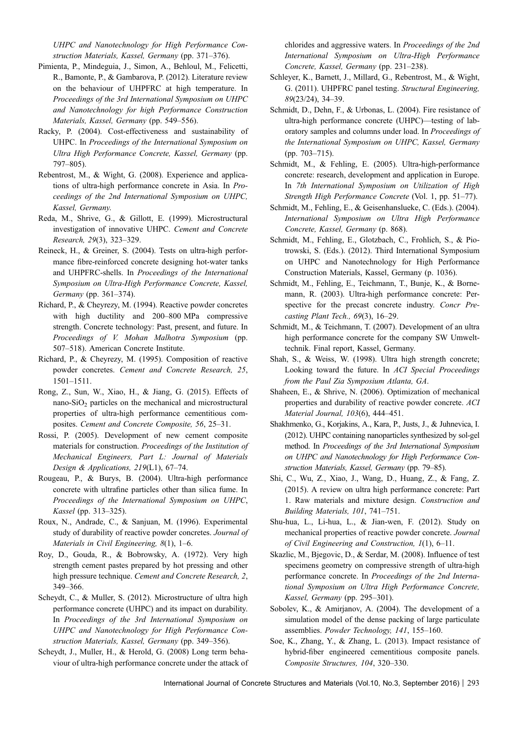*UHPC and Nanotechnology for High Performance Construction Materials, Kassel, Germany* (pp. 371–376).

Pimienta, P., Mindeguia, J., Simon, A., Behloul, M., Felicetti, R., Bamonte, P., & Gambarova, P. (2012). Literature review on the behaviour of UHPFRC at high temperature. In *Proceedings of the 3rd International Symposium on UHPC and Nanotechnology for high Performance Construction Materials, Kassel, Germany* (pp. 549–556).

Racky, P. (2004). Cost-effectiveness and sustainability of UHPC. In *Proceedings of the International Symposium on Ultra High Performance Concrete, Kassel, Germany* (pp. 797–805).

Rebentrost, M., & Wight, G. (2008). Experience and applications of ultra-high performance concrete in Asia. In *Proceedings of the 2nd International Symposium on UHPC, Kassel, Germany.*

Reda, M., Shrive, G., & Gillott, E. (1999). Microstructural investigation of innovative UHPC. *Cement and Concrete Research, 29*(3), 323–329.

Reineck, H., & Greiner, S. (2004). Tests on ultra-high performance fibre-reinforced concrete designing hot-water tanks and UHPFRC-shells. In *Proceedings of the International Symposium on Ultra-High Performance Concrete, Kassel, Germany* (pp. 361–374).

Richard, P., & Cheyrezy, M. (1994). Reactive powder concretes with high ductility and 200–800 MPa compressive strength. Concrete technology: Past, present, and future. In *Proceedings of V. Mohan Malhotra Symposium* (pp. 507–518). American Concrete Institute.

Richard, P., & Cheyrezy, M. (1995). Composition of reactive powder concretes. *Cement and Concrete Research, 25*, 1501–1511.

Rong, Z., Sun, W., Xiao, H., & Jiang, G. (2015). Effects of nano-$SiO_2$ particles on the mechanical and microstructural properties of ultra-high performance cementitious composites. *Cement and Concrete Composite, 56*, 25–31.

Rossi, P. (2005). Development of new cement composite materials for construction. *Proceedings of the Institution of Mechanical Engineers, Part L: Journal of Materials Design & Applications, 219*(L1), 67–74.

Rougeau, P., & Burys, B. (2004). Ultra-high performance concrete with ultrafine particles other than silica fume. In *Proceedings of the International Symposium on UHPC, Kassel* (pp. 313–325).

Roux, N., Andrade, C., & Sanjuan, M. (1996). Experimental study of durability of reactive powder concretes. *Journal of Materials in Civil Engineering, 8*(1), 1–6.

Roy, D., Gouda, R., & Bobrowsky, A. (1972). Very high strength cement pastes prepared by hot pressing and other high pressure technique. *Cement and Concrete Research, 2*, 349–366.

Scheydt, C., & Muller, S. (2012). Microstructure of ultra high performance concrete (UHPC) and its impact on durability. In *Proceedings of the 3rd International Symposium on UHPC and Nanotechnology for High Performance Construction Materials, Kassel, Germany* (pp. 349–356).

Scheydt, J., Muller, H., & Herold, G. (2008) Long term behaviour of ultra-high performance concrete under the attack of chlorides and aggressive waters. In *Proceedings of the 2nd International Symposium on Ultra-High Performance Concrete, Kassel, Germany* (pp. 231–238).

Schleyer, K., Barnett, J., Millard, G., Rebentrost, M., & Wight, G. (2011). UHPFRC panel testing. *Structural Engineering, 89*(23/24), 34–39.

Schmidt, D., Dehn, F., & Urbonas, L. (2004). Fire resistance of ultra-high performance concrete (UHPC)—testing of laboratory samples and columns under load. In *Proceedings of the International Symposium on UHPC, Kassel, Germany* (pp. 703–715).

Schmidt, M., & Fehling, E. (2005). Ultra-high-performance concrete: research, development and application in Europe. In *7th International Symposium on Utilization of High Strength High Performance Concrete* (Vol. 1, pp. 51–77).

Schmidt, M., Fehling, E., & Geisenhanslueke, C. (Eds.). (2004). *International Symposium on Ultra High Performance Concrete, Kassel, Germany* (p. 868).

Schmidt, M., Fehling, E., Glotzbach, C., Frohlich, S., & Piotrowski, S. (Eds.). (2012). Third International Symposium on UHPC and Nanotechnology for High Performance Construction Materials, Kassel, Germany (p. 1036).

Schmidt, M., Fehling, E., Teichmann, T., Bunje, K., & Bornemann, R. (2003). Ultra-high performance concrete: Perspective for the precast concrete industry. *Concr Precasting Plant Tech., 69*(3), 16–29.

Schmidt, M., & Teichmann, T. (2007). Development of an ultra high performance concrete for the company SW Umwelttechnik. Final report, Kassel, Germany.

Shah, S., & Weiss, W. (1998). Ultra high strength concrete; Looking toward the future. In *ACI Special Proceedings from the Paul Zia Symposium Atlanta, GA*.

Shaheen, E., & Shrive, N. (2006). Optimization of mechanical properties and durability of reactive powder concrete. *ACI Material Journal, 103*(6), 444–451.

Shakhmenko, G., Korjakins, A., Kara, P., Justs, J., & Juhnevica, I. (2012). UHPC containing nanoparticles synthesized by sol-gel method. In *Proceedings of the 3rd International Symposium on UHPC and Nanotechnology for High Performance Construction Materials, Kassel, Germany* (pp. 79–85).

Shi, C., Wu, Z., Xiao, J., Wang, D., Huang, Z., & Fang, Z. (2015). A review on ultra high performance concrete: Part 1. Raw materials and mixture design. *Construction and Building Materials, 101*, 741–751.

Shu-hua, L., Li-hua, L., & Jian-wen, F. (2012). Study on mechanical properties of reactive powder concrete. *Journal of Civil Engineering and Construction, 1*(1), 6–11.

Skazlic, M., Bjegovic, D., & Serdar, M. (2008). Influence of test specimens geometry on compressive strength of ultra-high performance concrete. In *Proceedings of the 2nd International Symposium on Ultra High Performance Concrete, Kassel, Germany* (pp. 295–301).

Sobolev, K., & Amirjanov, A. (2004). The development of a simulation model of the dense packing of large particulate assemblies. *Powder Technology, 141*, 155–160.

Soe, K., Zhang, Y., & Zhang, L. (2013). Impact resistance of hybrid-fiber engineered cementitious composite panels. *Composite Structures, 104*, 320–330.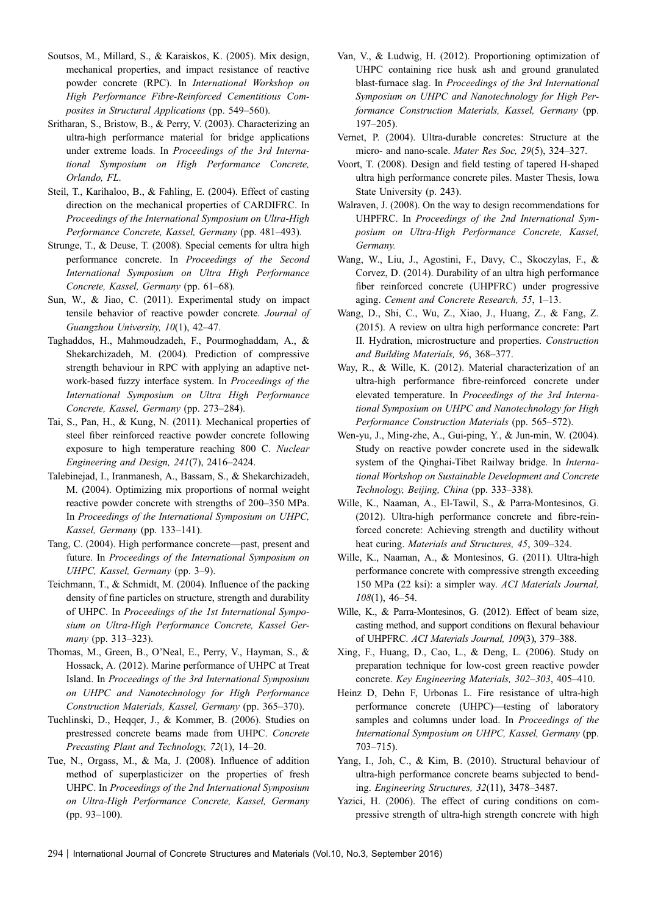Soutsos, M., Millard, S., & Karaiskos, K. (2005). Mix design, mechanical properties, and impact resistance of reactive powder concrete (RPC). In *International Workshop on High Performance Fibre-Reinforced Cementitious Composites in Structural Applications* (pp. 549–560).

Sritharan, S., Bristow, B., & Perry, V. (2003). Characterizing an ultra-high performance material for bridge applications under extreme loads. In *Proceedings of the 3rd International Symposium on High Performance Concrete, Orlando, FL*.

Steil, T., Karihaloo, B., & Fahling, E. (2004). Effect of casting direction on the mechanical properties of CARDIFRC. In *Proceedings of the International Symposium on Ultra-High Performance Concrete, Kassel, Germany* (pp. 481–493).

Strunge, T., & Deuse, T. (2008). Special cements for ultra high performance concrete. In *Proceedings of the Second International Symposium on Ultra High Performance Concrete, Kassel, Germany* (pp. 61–68).

Sun, W., & Jiao, C. (2011). Experimental study on impact tensile behavior of reactive powder concrete. *Journal of Guangzhou University, 10*(1), 42–47.

Taghaddos, H., Mahmoudzadeh, F., Pourmoghaddam, A., & Shekarchizadeh, M. (2004). Prediction of compressive strength behaviour in RPC with applying an adaptive network-based fuzzy interface system. In *Proceedings of the International Symposium on Ultra High Performance Concrete, Kassel, Germany* (pp. 273–284).

Tai, S., Pan, H., & Kung, N. (2011). Mechanical properties of steel fiber reinforced reactive powder concrete following exposure to high temperature reaching 800 C. *Nuclear Engineering and Design, 241*(7), 2416–2424.

Talebinejad, I., Iranmanesh, A., Bassam, S., & Shekarchizadeh, M. (2004). Optimizing mix proportions of normal weight reactive powder concrete with strengths of 200–350 MPa. In *Proceedings of the International Symposium on UHPC, Kassel, Germany* (pp. 133–141).

Tang, C. (2004). High performance concrete—past, present and future. In *Proceedings of the International Symposium on UHPC, Kassel, Germany* (pp. 3–9).

Teichmann, T., & Schmidt, M. (2004). Influence of the packing density of fine particles on structure, strength and durability of UHPC. In *Proceedings of the 1st International Symposium on Ultra-High Performance Concrete, Kassel Germany* (pp. 313–323).

Thomas, M., Green, B., O'Neal, E., Perry, V., Hayman, S., & Hossack, A. (2012). Marine performance of UHPC at Treat Island. In *Proceedings of the 3rd International Symposium on UHPC and Nanotechnology for High Performance Construction Materials, Kassel, Germany* (pp. 365–370).

Tuchlinski, D., Heqqer, J., & Kommer, B. (2006). Studies on prestressed concrete beams made from UHPC. *Concrete Precasting Plant and Technology, 72*(1), 14–20.

Tue, N., Orgass, M., & Ma, J. (2008). Influence of addition method of superplasticizer on the properties of fresh UHPC. In *Proceedings of the 2nd International Symposium on Ultra-High Performance Concrete, Kassel, Germany* (pp. 93–100).

Van, V., & Ludwig, H. (2012). Proportioning optimization of UHPC containing rice husk ash and ground granulated blast-furnace slag. In *Proceedings of the 3rd International Symposium on UHPC and Nanotechnology for High Performance Construction Materials, Kassel, Germany* (pp. 197–205).

Vernet, P. (2004). Ultra-durable concretes: Structure at the micro- and nano-scale. *Mater Res Soc, 29*(5), 324–327.

Voort, T. (2008). Design and field testing of tapered H-shaped ultra high performance concrete piles. Master Thesis, Iowa State University (p. 243).

Walraven, J. (2008). On the way to design recommendations for UHPFRC. In *Proceedings of the 2nd International Symposium on Ultra-High Performance Concrete, Kassel, Germany.*

Wang, W., Liu, J., Agostini, F., Davy, C., Skoczylas, F., & Corvez, D. (2014). Durability of an ultra high performance fiber reinforced concrete (UHPFRC) under progressive aging. *Cement and Concrete Research, 55*, 1–13.

Wang, D., Shi, C., Wu, Z., Xiao, J., Huang, Z., & Fang, Z. (2015). A review on ultra high performance concrete: Part II. Hydration, microstructure and properties. *Construction and Building Materials, 96*, 368–377.

Way, R., & Wille, K. (2012). Material characterization of an ultra-high performance fibre-reinforced concrete under elevated temperature. In *Proceedings of the 3rd International Symposium on UHPC and Nanotechnology for High Performance Construction Materials* (pp. 565–572).

Wen-yu, J., Ming-zhe, A., Gui-ping, Y., & Jun-min, W. (2004). Study on reactive powder concrete used in the sidewalk system of the Qinghai-Tibet Railway bridge. In *International Workshop on Sustainable Development and Concrete Technology, Beijing, China* (pp. 333–338).

Wille, K., Naaman, A., El-Tawil, S., & Parra-Montesinos, G. (2012). Ultra-high performance concrete and fibre-reinforced concrete: Achieving strength and ductility without heat curing. *Materials and Structures, 45*, 309–324.

Wille, K., Naaman, A., & Montesinos, G. (2011). Ultra-high performance concrete with compressive strength exceeding 150 MPa (22 ksi): a simpler way. *ACI Materials Journal, 108*(1), 46–54.

Wille, K., & Parra-Montesinos, G. (2012). Effect of beam size, casting method, and support conditions on flexural behaviour of UHPFRC. *ACI Materials Journal, 109*(3), 379–388.

Xing, F., Huang, D., Cao, L., & Deng, L. (2006). Study on preparation technique for low-cost green reactive powder concrete. *Key Engineering Materials, 302–303*, 405–410.

Heinz D, Dehn F, Urbonas L. Fire resistance of ultra-high performance concrete (UHPC)—testing of laboratory samples and columns under load. In *Proceedings of the International Symposium on UHPC, Kassel, Germany* (pp. 703–715).

Yang, I., Joh, C., & Kim, B. (2010). Structural behaviour of ultra-high performance concrete beams subjected to bending. *Engineering Structures, 32*(11), 3478–3487.

Yazici, H. (2006). The effect of curing conditions on compressive strength of ultra-high strength concrete with high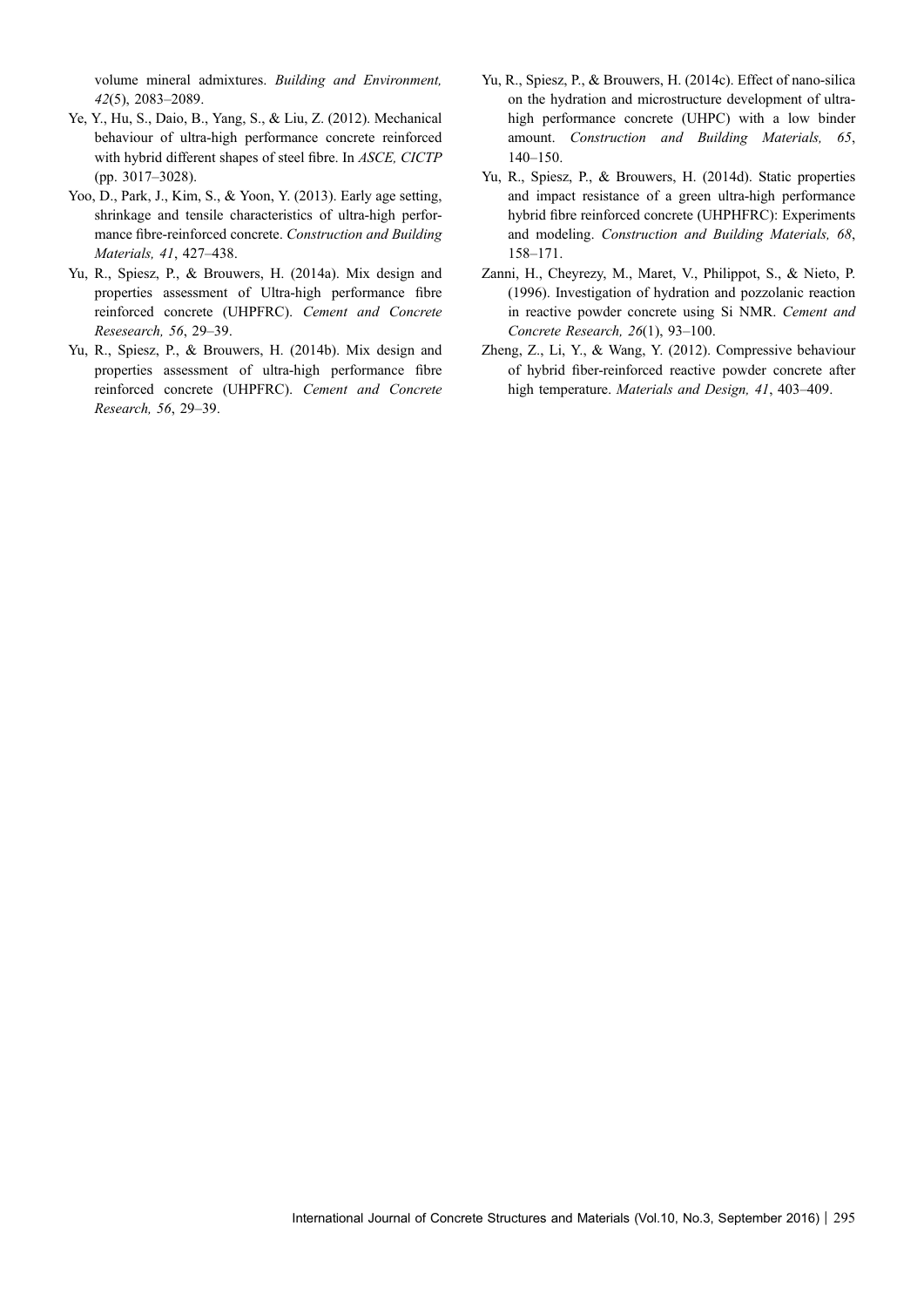volume mineral admixtures. *Building and Environment, 42*(5), 2083–2089.

Ye, Y., Hu, S., Daio, B., Yang, S., & Liu, Z. (2012). Mechanical behaviour of ultra-high performance concrete reinforced with hybrid different shapes of steel fibre. In *ASCE, CICTP* (pp. 3017–3028).

Yoo, D., Park, J., Kim, S., & Yoon, Y. (2013). Early age setting, shrinkage and tensile characteristics of ultra-high performance fibre-reinforced concrete. *Construction and Building Materials, 41*, 427–438.

Yu, R., Spiesz, P., & Brouwers, H. (2014a). Mix design and properties assessment of Ultra-high performance fibre reinforced concrete (UHPFRC). *Cement and Concrete Resesearch, 56*, 29–39.

Yu, R., Spiesz, P., & Brouwers, H. (2014b). Mix design and properties assessment of ultra-high performance fibre reinforced concrete (UHPFRC). *Cement and Concrete Research, 56*, 29–39.

Yu, R., Spiesz, P., & Brouwers, H. (2014c). Effect of nano-silica on the hydration and microstructure development of ultra-high performance concrete (UHPC) with a low binder amount. *Construction and Building Materials, 65*, 140–150.

Yu, R., Spiesz, P., & Brouwers, H. (2014d). Static properties and impact resistance of a green ultra-high performance hybrid fibre reinforced concrete (UHPHFRC): Experiments and modeling. *Construction and Building Materials, 68*, 158–171.

Zanni, H., Cheyrezy, M., Maret, V., Philippot, S., & Nieto, P. (1996). Investigation of hydration and pozzolanic reaction in reactive powder concrete using Si NMR. *Cement and Concrete Research, 26*(1), 93–100.

Zheng, Z., Li, Y., & Wang, Y. (2012). Compressive behaviour of hybrid fiber-reinforced reactive powder concrete after high temperature. *Materials and Design, 41*, 403–409.